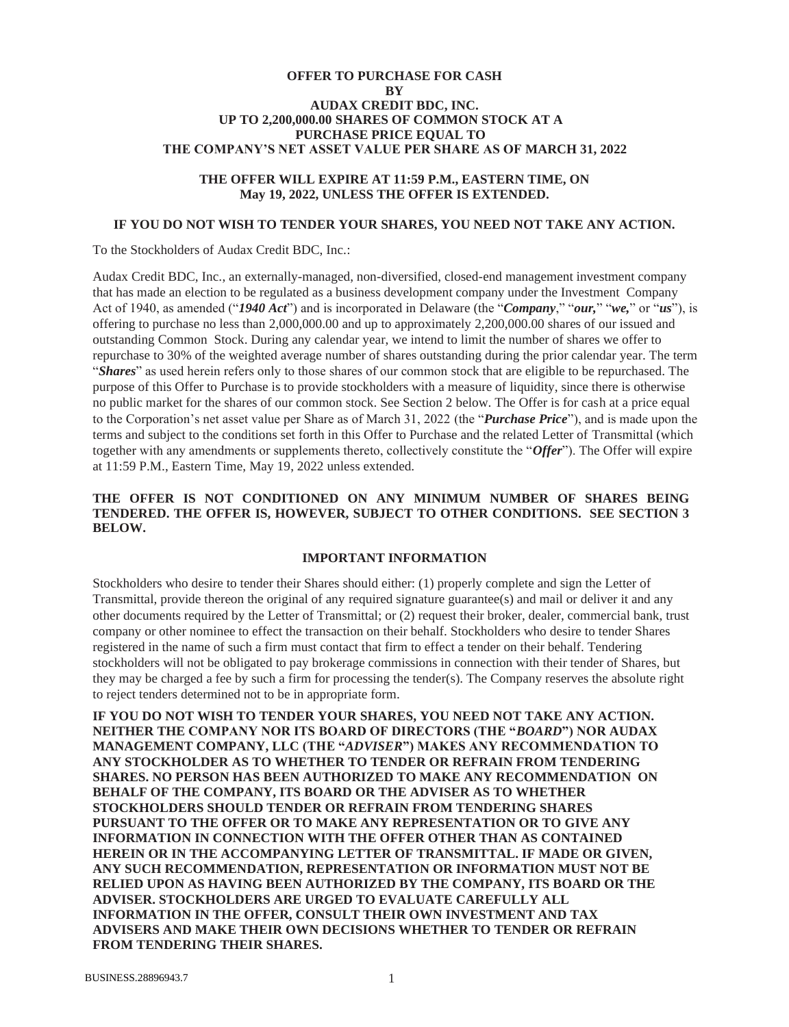**OFFER TO PURCHASE FOR CASH**
**BY**
**AUDAX CREDIT BDC, INC.**
**UP TO 2,200,000.00 SHARES OF COMMON STOCK AT A PURCHASE PRICE EQUAL TO THE COMPANY'S NET ASSET VALUE PER SHARE AS OF MARCH 31, 2022**

**THE OFFER WILL EXPIRE AT 11:59 P.M., EASTERN TIME, ON May 19, 2022, UNLESS THE OFFER IS EXTENDED.**

**IF YOU DO NOT WISH TO TENDER YOUR SHARES, YOU NEED NOT TAKE ANY ACTION.**

To the Stockholders of Audax Credit BDC, Inc.:

Audax Credit BDC, Inc., an externally-managed, non-diversified, closed-end management investment company that has made an election to be regulated as a business development company under the Investment Company Act of 1940, as amended ("***1940 Act***") and is incorporated in Delaware (the "***Company***," "***our,***" "***we,***" or "***us***"), is offering to purchase no less than 2,000,000.00 and up to approximately 2,200,000.00 shares of our issued and outstanding Common Stock. During any calendar year, we intend to limit the number of shares we offer to repurchase to 30% of the weighted average number of shares outstanding during the prior calendar year. The term "***Shares***" as used herein refers only to those shares of our common stock that are eligible to be repurchased. The purpose of this Offer to Purchase is to provide stockholders with a measure of liquidity, since there is otherwise no public market for the shares of our common stock. See Section 2 below. The Offer is for cash at a price equal to the Corporation's net asset value per Share as of March 31, 2022 (the "***Purchase Price***"), and is made upon the terms and subject to the conditions set forth in this Offer to Purchase and the related Letter of Transmittal (which together with any amendments or supplements thereto, collectively constitute the "***Offer***"). The Offer will expire at 11:59 P.M., Eastern Time, May 19, 2022 unless extended.

**THE OFFER IS NOT CONDITIONED ON ANY MINIMUM NUMBER OF SHARES BEING TENDERED. THE OFFER IS, HOWEVER, SUBJECT TO OTHER CONDITIONS. SEE SECTION 3 BELOW.**

## IMPORTANT INFORMATION

Stockholders who desire to tender their Shares should either: (1) properly complete and sign the Letter of Transmittal, provide thereon the original of any required signature guarantee(s) and mail or deliver it and any other documents required by the Letter of Transmittal; or (2) request their broker, dealer, commercial bank, trust company or other nominee to effect the transaction on their behalf. Stockholders who desire to tender Shares registered in the name of such a firm must contact that firm to effect a tender on their behalf. Tendering stockholders will not be obligated to pay brokerage commissions in connection with their tender of Shares, but they may be charged a fee by such a firm for processing the tender(s). The Company reserves the absolute right to reject tenders determined not to be in appropriate form.

**IF YOU DO NOT WISH TO TENDER YOUR SHARES, YOU NEED NOT TAKE ANY ACTION. NEITHER THE COMPANY NOR ITS BOARD OF DIRECTORS (THE "*BOARD*") NOR AUDAX MANAGEMENT COMPANY, LLC (THE "*ADVISER*") MAKES ANY RECOMMENDATION TO ANY STOCKHOLDER AS TO WHETHER TO TENDER OR REFRAIN FROM TENDERING SHARES. NO PERSON HAS BEEN AUTHORIZED TO MAKE ANY RECOMMENDATION ON BEHALF OF THE COMPANY, ITS BOARD OR THE ADVISER AS TO WHETHER STOCKHOLDERS SHOULD TENDER OR REFRAIN FROM TENDERING SHARES PURSUANT TO THE OFFER OR TO MAKE ANY REPRESENTATION OR TO GIVE ANY INFORMATION IN CONNECTION WITH THE OFFER OTHER THAN AS CONTAINED HEREIN OR IN THE ACCOMPANYING LETTER OF TRANSMITTAL. IF MADE OR GIVEN, ANY SUCH RECOMMENDATION, REPRESENTATION OR INFORMATION MUST NOT BE RELIED UPON AS HAVING BEEN AUTHORIZED BY THE COMPANY, ITS BOARD OR THE ADVISER. STOCKHOLDERS ARE URGED TO EVALUATE CAREFULLY ALL INFORMATION IN THE OFFER, CONSULT THEIR OWN INVESTMENT AND TAX ADVISERS AND MAKE THEIR OWN DECISIONS WHETHER TO TENDER OR REFRAIN FROM TENDERING THEIR SHARES.**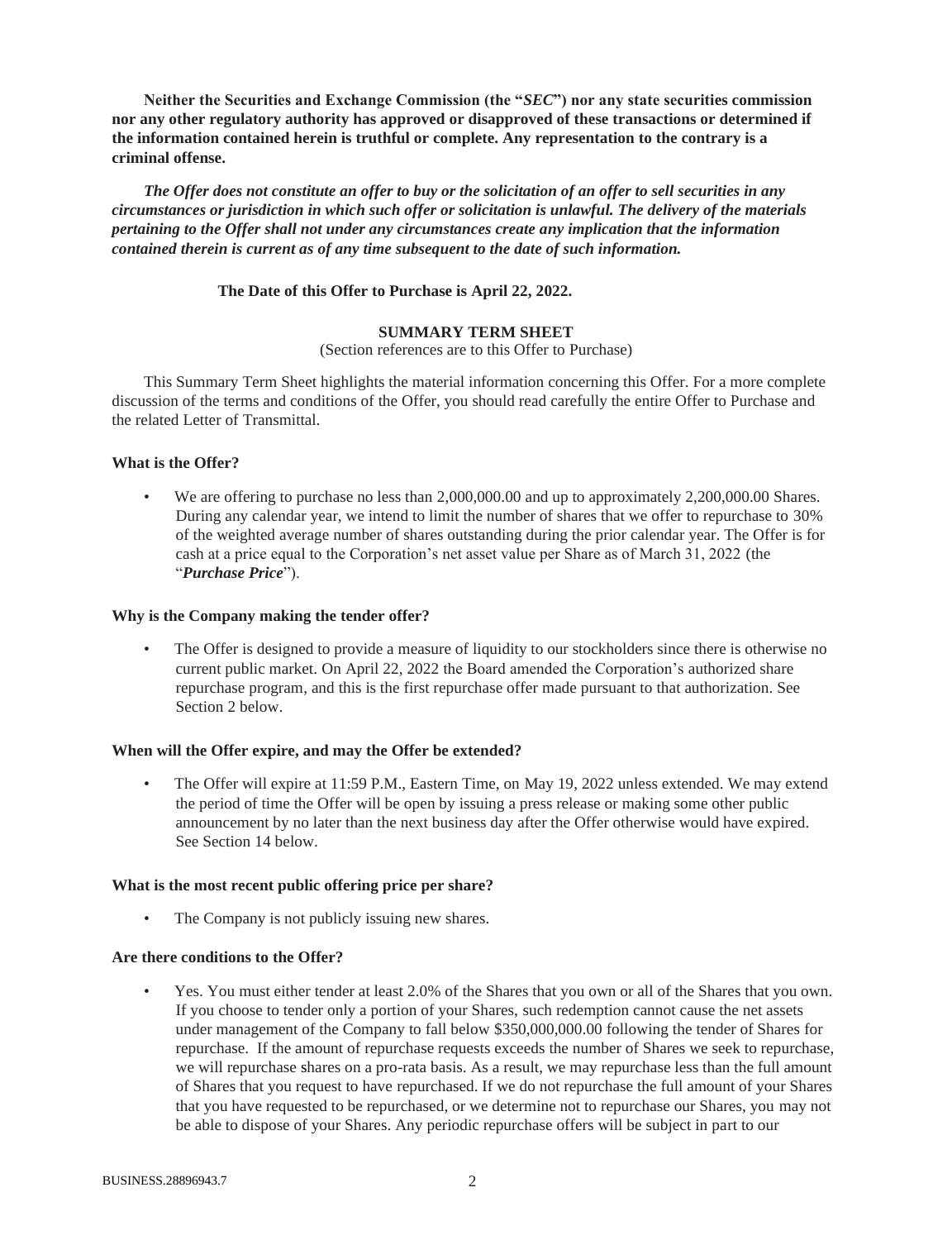**Neither the Securities and Exchange Commission (the "*SEC*") nor any state securities commission nor any other regulatory authority has approved or disapproved of these transactions or determined if the information contained herein is truthful or complete. Any representation to the contrary is a criminal offense.**

***The Offer does not constitute an offer to buy or the solicitation of an offer to sell securities in any circumstances or jurisdiction in which such offer or solicitation is unlawful. The delivery of the materials pertaining to the Offer shall not under any circumstances create any implication that the information contained therein is current as of any time subsequent to the date of such information.***

**The Date of this Offer to Purchase is April 22, 2022.**

## SUMMARY TERM SHEET

(Section references are to this Offer to Purchase)

This Summary Term Sheet highlights the material information concerning this Offer. For a more complete discussion of the terms and conditions of the Offer, you should read carefully the entire Offer to Purchase and the related Letter of Transmittal.

**What is the Offer?**

- We are offering to purchase no less than 2,000,000.00 and up to approximately 2,200,000.00 Shares. During any calendar year, we intend to limit the number of shares that we offer to repurchase to 30% of the weighted average number of shares outstanding during the prior calendar year. The Offer is for cash at a price equal to the Corporation's net asset value per Share as of March 31, 2022 (the "***Purchase Price***").

**Why is the Company making the tender offer?**

- The Offer is designed to provide a measure of liquidity to our stockholders since there is otherwise no current public market. On April 22, 2022 the Board amended the Corporation's authorized share repurchase program, and this is the first repurchase offer made pursuant to that authorization. See Section 2 below.

**When will the Offer expire, and may the Offer be extended?**

- The Offer will expire at 11:59 P.M., Eastern Time, on May 19, 2022 unless extended. We may extend the period of time the Offer will be open by issuing a press release or making some other public announcement by no later than the next business day after the Offer otherwise would have expired. See Section 14 below.

**What is the most recent public offering price per share?**

- The Company is not publicly issuing new shares.

**Are there conditions to the Offer?**

- Yes. You must either tender at least 2.0% of the Shares that you own or all of the Shares that you own. If you choose to tender only a portion of your Shares, such redemption cannot cause the net assets under management of the Company to fall below $350,000,000.00 following the tender of Shares for repurchase. If the amount of repurchase requests exceeds the number of Shares we seek to repurchase, we will repurchase shares on a pro-rata basis. As a result, we may repurchase less than the full amount of Shares that you request to have repurchased. If we do not repurchase the full amount of your Shares that you have requested to be repurchased, or we determine not to repurchase our Shares, you may not be able to dispose of your Shares. Any periodic repurchase offers will be subject in part to our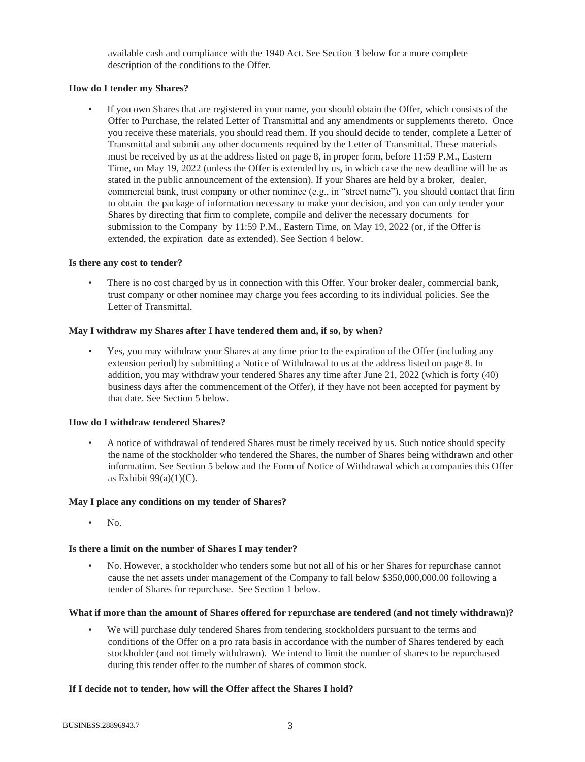available cash and compliance with the 1940 Act. See Section 3 below for a more complete description of the conditions to the Offer.

**How do I tender my Shares?**

- If you own Shares that are registered in your name, you should obtain the Offer, which consists of the Offer to Purchase, the related Letter of Transmittal and any amendments or supplements thereto. Once you receive these materials, you should read them. If you should decide to tender, complete a Letter of Transmittal and submit any other documents required by the Letter of Transmittal. These materials must be received by us at the address listed on page 8, in proper form, before 11:59 P.M., Eastern Time, on May 19, 2022 (unless the Offer is extended by us, in which case the new deadline will be as stated in the public announcement of the extension). If your Shares are held by a broker, dealer, commercial bank, trust company or other nominee (e.g., in "street name"), you should contact that firm to obtain the package of information necessary to make your decision, and you can only tender your Shares by directing that firm to complete, compile and deliver the necessary documents for submission to the Company by 11:59 P.M., Eastern Time, on May 19, 2022 (or, if the Offer is extended, the expiration date as extended). See Section 4 below.

**Is there any cost to tender?**

- There is no cost charged by us in connection with this Offer. Your broker dealer, commercial bank, trust company or other nominee may charge you fees according to its individual policies. See the Letter of Transmittal.

**May I withdraw my Shares after I have tendered them and, if so, by when?**

- Yes, you may withdraw your Shares at any time prior to the expiration of the Offer (including any extension period) by submitting a Notice of Withdrawal to us at the address listed on page 8. In addition, you may withdraw your tendered Shares any time after June 21, 2022 (which is forty (40) business days after the commencement of the Offer), if they have not been accepted for payment by that date. See Section 5 below.

**How do I withdraw tendered Shares?**

- A notice of withdrawal of tendered Shares must be timely received by us. Such notice should specify the name of the stockholder who tendered the Shares, the number of Shares being withdrawn and other information. See Section 5 below and the Form of Notice of Withdrawal which accompanies this Offer as Exhibit 99(a)(1)(C).

**May I place any conditions on my tender of Shares?**

- No.

**Is there a limit on the number of Shares I may tender?**

- No. However, a stockholder who tenders some but not all of his or her Shares for repurchase cannot cause the net assets under management of the Company to fall below $350,000,000.00 following a tender of Shares for repurchase. See Section 1 below.

**What if more than the amount of Shares offered for repurchase are tendered (and not timely withdrawn)?**

- We will purchase duly tendered Shares from tendering stockholders pursuant to the terms and conditions of the Offer on a pro rata basis in accordance with the number of Shares tendered by each stockholder (and not timely withdrawn). We intend to limit the number of shares to be repurchased during this tender offer to the number of shares of common stock.

**If I decide not to tender, how will the Offer affect the Shares I hold?**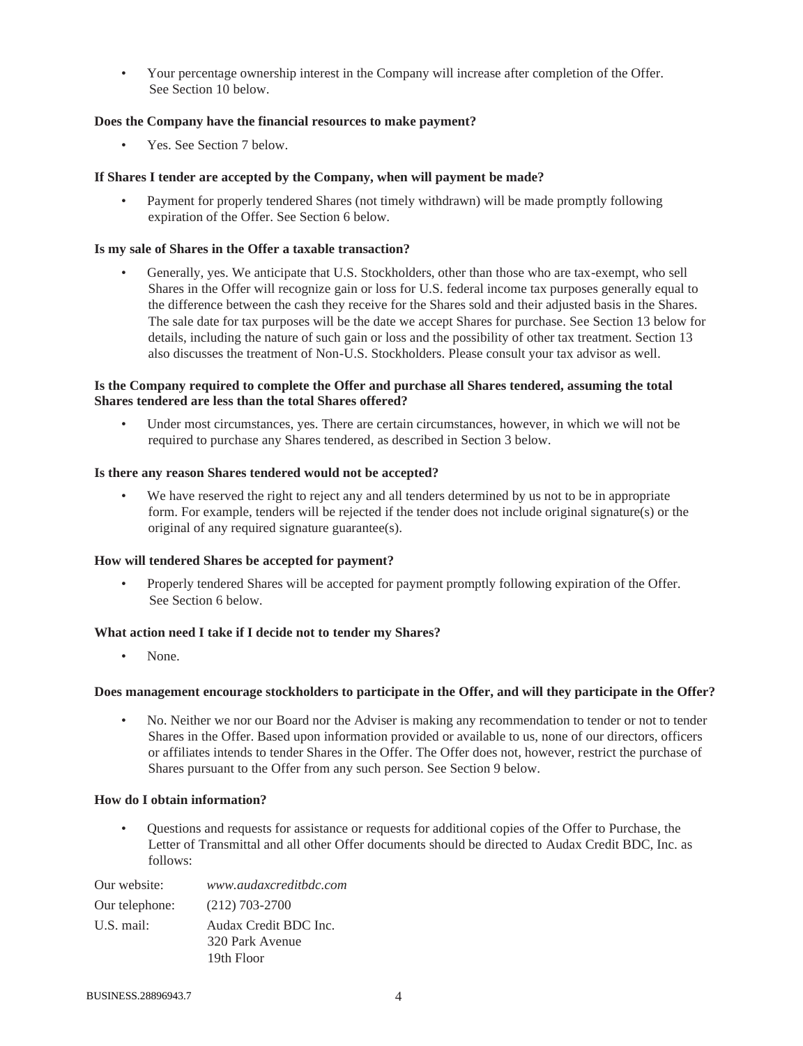- Your percentage ownership interest in the Company will increase after completion of the Offer. See Section 10 below.

**Does the Company have the financial resources to make payment?**

- Yes. See Section 7 below.

**If Shares I tender are accepted by the Company, when will payment be made?**

- Payment for properly tendered Shares (not timely withdrawn) will be made promptly following expiration of the Offer. See Section 6 below.

**Is my sale of Shares in the Offer a taxable transaction?**

- Generally, yes. We anticipate that U.S. Stockholders, other than those who are tax-exempt, who sell Shares in the Offer will recognize gain or loss for U.S. federal income tax purposes generally equal to the difference between the cash they receive for the Shares sold and their adjusted basis in the Shares. The sale date for tax purposes will be the date we accept Shares for purchase. See Section 13 below for details, including the nature of such gain or loss and the possibility of other tax treatment. Section 13 also discusses the treatment of Non-U.S. Stockholders. Please consult your tax advisor as well.

**Is the Company required to complete the Offer and purchase all Shares tendered, assuming the total Shares tendered are less than the total Shares offered?**

- Under most circumstances, yes. There are certain circumstances, however, in which we will not be required to purchase any Shares tendered, as described in Section 3 below.

**Is there any reason Shares tendered would not be accepted?**

- We have reserved the right to reject any and all tenders determined by us not to be in appropriate form. For example, tenders will be rejected if the tender does not include original signature(s) or the original of any required signature guarantee(s).

**How will tendered Shares be accepted for payment?**

- Properly tendered Shares will be accepted for payment promptly following expiration of the Offer. See Section 6 below.

**What action need I take if I decide not to tender my Shares?**

- None.

**Does management encourage stockholders to participate in the Offer, and will they participate in the Offer?**

- No. Neither we nor our Board nor the Adviser is making any recommendation to tender or not to tender Shares in the Offer. Based upon information provided or available to us, none of our directors, officers or affiliates intends to tender Shares in the Offer. The Offer does not, however, restrict the purchase of Shares pursuant to the Offer from any such person. See Section 9 below.

**How do I obtain information?**

- Questions and requests for assistance or requests for additional copies of the Offer to Purchase, the Letter of Transmittal and all other Offer documents should be directed to Audax Credit BDC, Inc. as follows:

Our website: *www.audaxcreditbdc.com*

Our telephone: (212) 703-2700

U.S. mail: Audax Credit BDC Inc.
320 Park Avenue
19th Floor

BUSINESS.28896943.7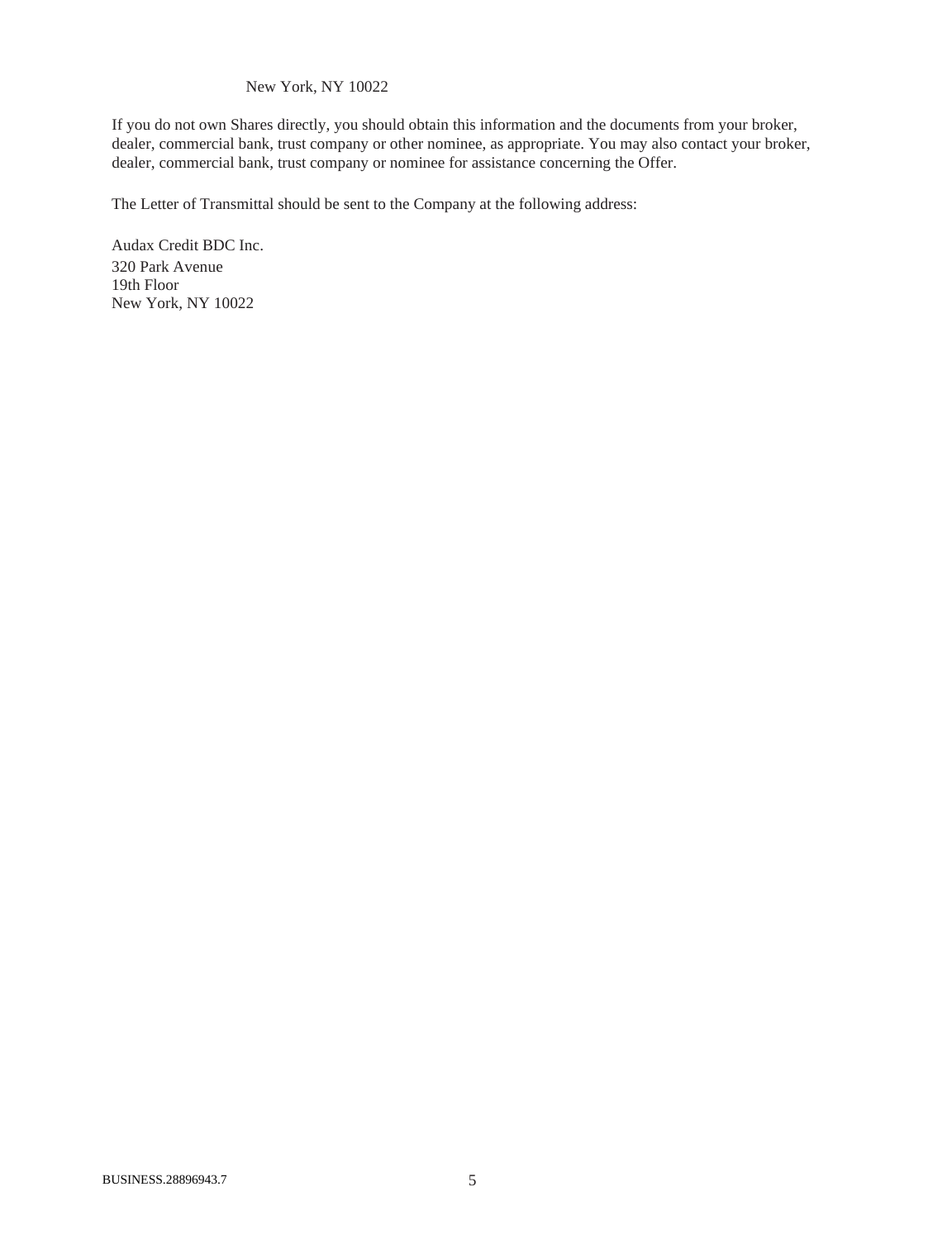New York, NY 10022

If you do not own Shares directly, you should obtain this information and the documents from your broker, dealer, commercial bank, trust company or other nominee, as appropriate. You may also contact your broker, dealer, commercial bank, trust company or nominee for assistance concerning the Offer.

The Letter of Transmittal should be sent to the Company at the following address:

Audax Credit BDC Inc.
320 Park Avenue
19th Floor
New York, NY 10022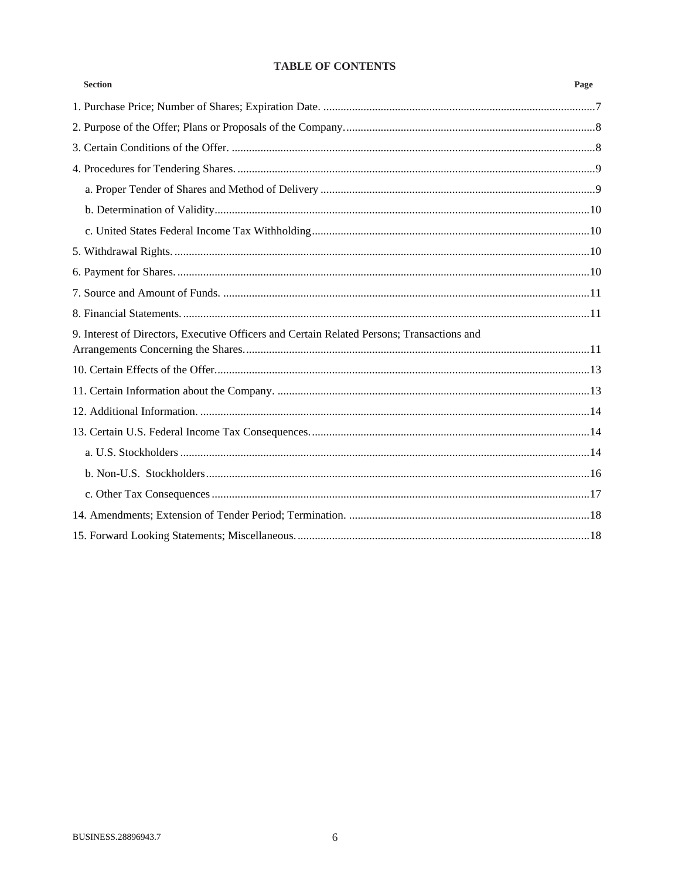## TABLE OF CONTENTS

| Section | Page |
|---|---|
| 1. Purchase Price; Number of Shares; Expiration Date. | 7 |
| 2. Purpose of the Offer; Plans or Proposals of the Company. | 8 |
| 3. Certain Conditions of the Offer. | 8 |
| 4. Procedures for Tendering Shares. | 9 |
| a. Proper Tender of Shares and Method of Delivery | 9 |
| b. Determination of Validity | 10 |
| c. United States Federal Income Tax Withholding | 10 |
| 5. Withdrawal Rights. | 10 |
| 6. Payment for Shares. | 10 |
| 7. Source and Amount of Funds. | 11 |
| 8. Financial Statements. | 11 |
| 9. Interest of Directors, Executive Officers and Certain Related Persons; Transactions and Arrangements Concerning the Shares. | 11 |
| 10. Certain Effects of the Offer. | 13 |
| 11. Certain Information about the Company. | 13 |
| 12. Additional Information. | 14 |
| 13. Certain U.S. Federal Income Tax Consequences. | 14 |
| a. U.S. Stockholders | 14 |
| b. Non-U.S. Stockholders | 16 |
| c. Other Tax Consequences | 17 |
| 14. Amendments; Extension of Tender Period; Termination. | 18 |
| 15. Forward Looking Statements; Miscellaneous. | 18 |

BUSINESS.28896943.7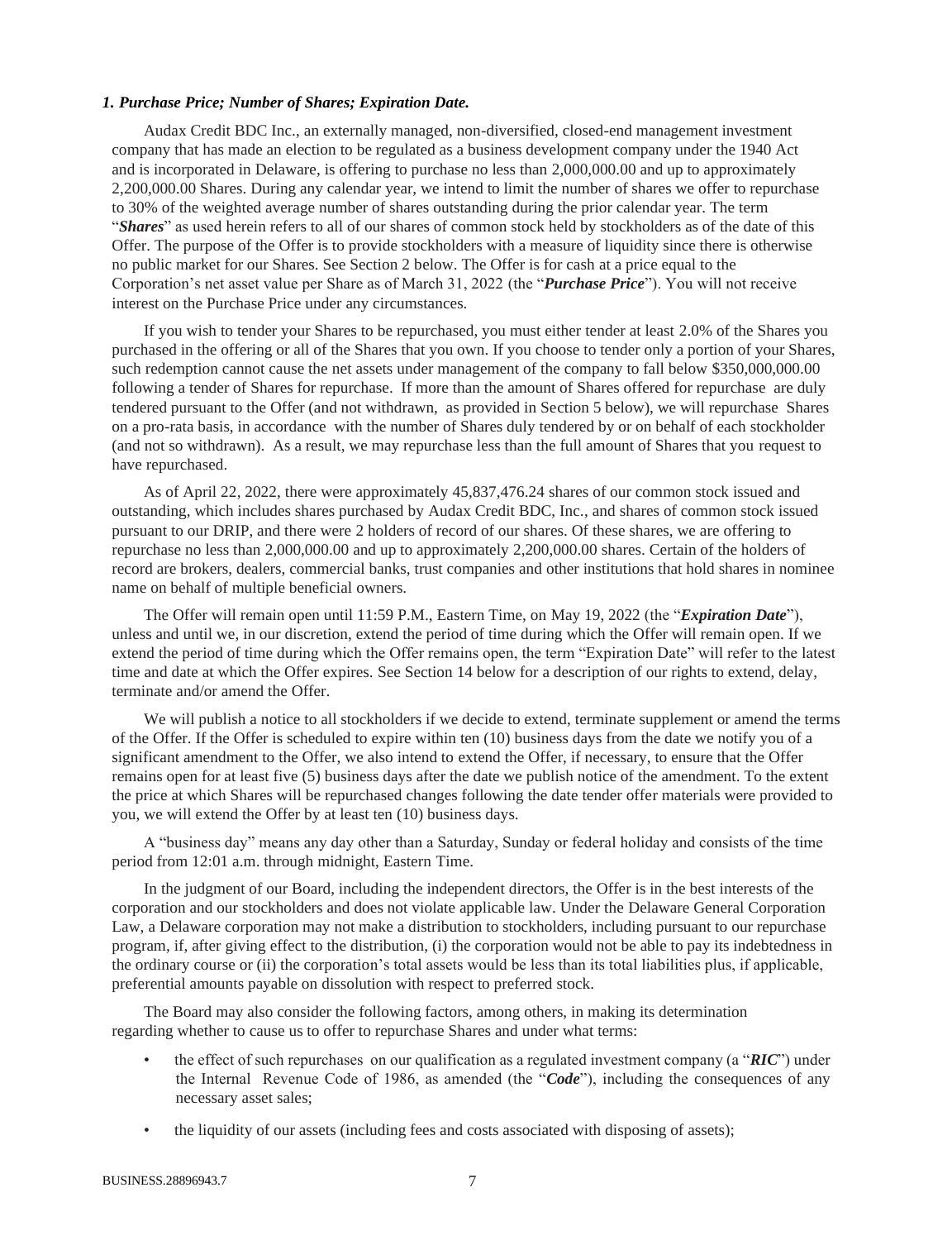***1. Purchase Price; Number of Shares; Expiration Date.***

Audax Credit BDC Inc., an externally managed, non-diversified, closed-end management investment company that has made an election to be regulated as a business development company under the 1940 Act and is incorporated in Delaware, is offering to purchase no less than 2,000,000.00 and up to approximately 2,200,000.00 Shares. During any calendar year, we intend to limit the number of shares we offer to repurchase to 30% of the weighted average number of shares outstanding during the prior calendar year. The term "***Shares***" as used herein refers to all of our shares of common stock held by stockholders as of the date of this Offer. The purpose of the Offer is to provide stockholders with a measure of liquidity since there is otherwise no public market for our Shares. See Section 2 below. The Offer is for cash at a price equal to the Corporation's net asset value per Share as of March 31, 2022 (the "***Purchase Price***"). You will not receive interest on the Purchase Price under any circumstances.

If you wish to tender your Shares to be repurchased, you must either tender at least 2.0% of the Shares you purchased in the offering or all of the Shares that you own. If you choose to tender only a portion of your Shares, such redemption cannot cause the net assets under management of the company to fall below $350,000,000.00 following a tender of Shares for repurchase. If more than the amount of Shares offered for repurchase are duly tendered pursuant to the Offer (and not withdrawn, as provided in Section 5 below), we will repurchase Shares on a pro-rata basis, in accordance with the number of Shares duly tendered by or on behalf of each stockholder (and not so withdrawn). As a result, we may repurchase less than the full amount of Shares that you request to have repurchased.

As of April 22, 2022, there were approximately 45,837,476.24 shares of our common stock issued and outstanding, which includes shares purchased by Audax Credit BDC, Inc., and shares of common stock issued pursuant to our DRIP, and there were 2 holders of record of our shares. Of these shares, we are offering to repurchase no less than 2,000,000.00 and up to approximately 2,200,000.00 shares. Certain of the holders of record are brokers, dealers, commercial banks, trust companies and other institutions that hold shares in nominee name on behalf of multiple beneficial owners.

The Offer will remain open until 11:59 P.M., Eastern Time, on May 19, 2022 (the "***Expiration Date***"), unless and until we, in our discretion, extend the period of time during which the Offer will remain open. If we extend the period of time during which the Offer remains open, the term "Expiration Date" will refer to the latest time and date at which the Offer expires. See Section 14 below for a description of our rights to extend, delay, terminate and/or amend the Offer.

We will publish a notice to all stockholders if we decide to extend, terminate supplement or amend the terms of the Offer. If the Offer is scheduled to expire within ten (10) business days from the date we notify you of a significant amendment to the Offer, we also intend to extend the Offer, if necessary, to ensure that the Offer remains open for at least five (5) business days after the date we publish notice of the amendment. To the extent the price at which Shares will be repurchased changes following the date tender offer materials were provided to you, we will extend the Offer by at least ten (10) business days.

A "business day" means any day other than a Saturday, Sunday or federal holiday and consists of the time period from 12:01 a.m. through midnight, Eastern Time.

In the judgment of our Board, including the independent directors, the Offer is in the best interests of the corporation and our stockholders and does not violate applicable law. Under the Delaware General Corporation Law, a Delaware corporation may not make a distribution to stockholders, including pursuant to our repurchase program, if, after giving effect to the distribution, (i) the corporation would not be able to pay its indebtedness in the ordinary course or (ii) the corporation's total assets would be less than its total liabilities plus, if applicable, preferential amounts payable on dissolution with respect to preferred stock.

The Board may also consider the following factors, among others, in making its determination regarding whether to cause us to offer to repurchase Shares and under what terms:

- the effect of such repurchases on our qualification as a regulated investment company (a "***RIC***") under the Internal Revenue Code of 1986, as amended (the "***Code***"), including the consequences of any necessary asset sales;
- the liquidity of our assets (including fees and costs associated with disposing of assets);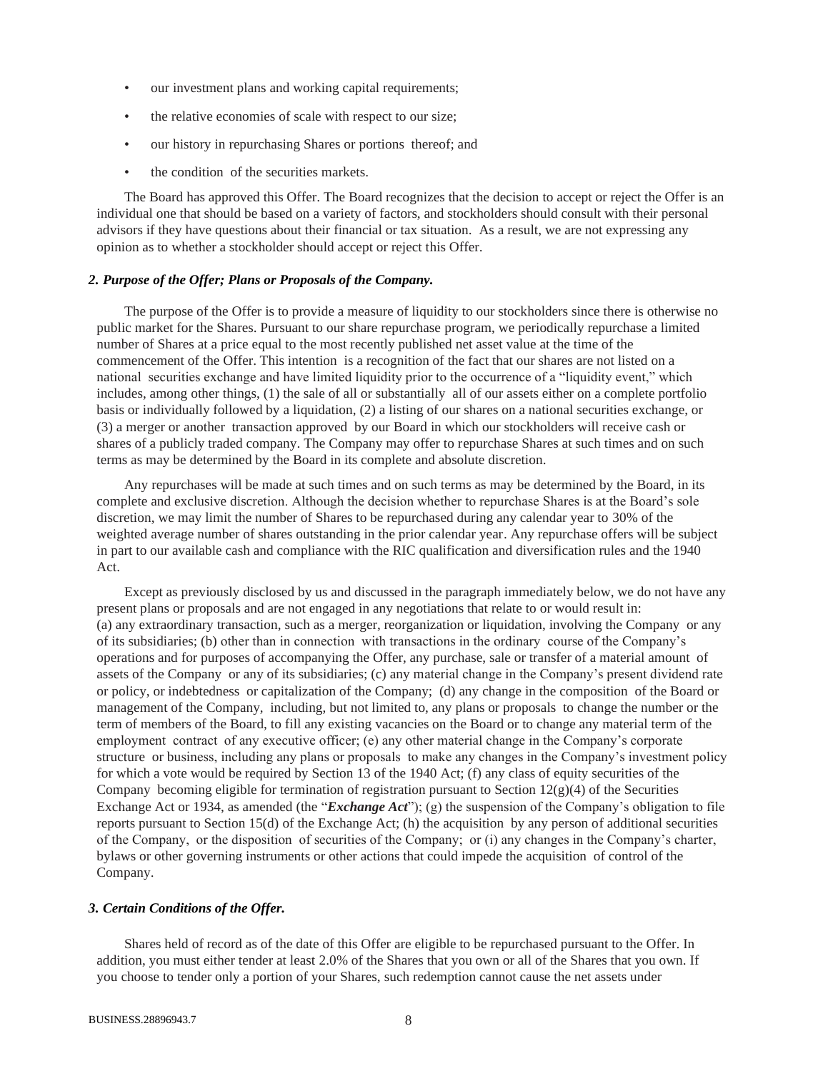- our investment plans and working capital requirements;
- the relative economies of scale with respect to our size;
- our history in repurchasing Shares or portions thereof; and
- the condition of the securities markets.

The Board has approved this Offer. The Board recognizes that the decision to accept or reject the Offer is an individual one that should be based on a variety of factors, and stockholders should consult with their personal advisors if they have questions about their financial or tax situation. As a result, we are not expressing any opinion as to whether a stockholder should accept or reject this Offer.

### *2. Purpose of the Offer; Plans or Proposals of the Company.*

The purpose of the Offer is to provide a measure of liquidity to our stockholders since there is otherwise no public market for the Shares. Pursuant to our share repurchase program, we periodically repurchase a limited number of Shares at a price equal to the most recently published net asset value at the time of the commencement of the Offer. This intention is a recognition of the fact that our shares are not listed on a national securities exchange and have limited liquidity prior to the occurrence of a "liquidity event," which includes, among other things, (1) the sale of all or substantially all of our assets either on a complete portfolio basis or individually followed by a liquidation, (2) a listing of our shares on a national securities exchange, or (3) a merger or another transaction approved by our Board in which our stockholders will receive cash or shares of a publicly traded company. The Company may offer to repurchase Shares at such times and on such terms as may be determined by the Board in its complete and absolute discretion.

Any repurchases will be made at such times and on such terms as may be determined by the Board, in its complete and exclusive discretion. Although the decision whether to repurchase Shares is at the Board's sole discretion, we may limit the number of Shares to be repurchased during any calendar year to 30% of the weighted average number of shares outstanding in the prior calendar year. Any repurchase offers will be subject in part to our available cash and compliance with the RIC qualification and diversification rules and the 1940 Act.

Except as previously disclosed by us and discussed in the paragraph immediately below, we do not have any present plans or proposals and are not engaged in any negotiations that relate to or would result in: (a) any extraordinary transaction, such as a merger, reorganization or liquidation, involving the Company or any of its subsidiaries; (b) other than in connection with transactions in the ordinary course of the Company's operations and for purposes of accompanying the Offer, any purchase, sale or transfer of a material amount of assets of the Company or any of its subsidiaries; (c) any material change in the Company's present dividend rate or policy, or indebtedness or capitalization of the Company; (d) any change in the composition of the Board or management of the Company, including, but not limited to, any plans or proposals to change the number or the term of members of the Board, to fill any existing vacancies on the Board or to change any material term of the employment contract of any executive officer; (e) any other material change in the Company's corporate structure or business, including any plans or proposals to make any changes in the Company's investment policy for which a vote would be required by Section 13 of the 1940 Act; (f) any class of equity securities of the Company becoming eligible for termination of registration pursuant to Section 12(g)(4) of the Securities Exchange Act or 1934, as amended (the "***Exchange Act***"); (g) the suspension of the Company's obligation to file reports pursuant to Section 15(d) of the Exchange Act; (h) the acquisition by any person of additional securities of the Company, or the disposition of securities of the Company; or (i) any changes in the Company's charter, bylaws or other governing instruments or other actions that could impede the acquisition of control of the Company.

### *3. Certain Conditions of the Offer.*

Shares held of record as of the date of this Offer are eligible to be repurchased pursuant to the Offer. In addition, you must either tender at least 2.0% of the Shares that you own or all of the Shares that you own. If you choose to tender only a portion of your Shares, such redemption cannot cause the net assets under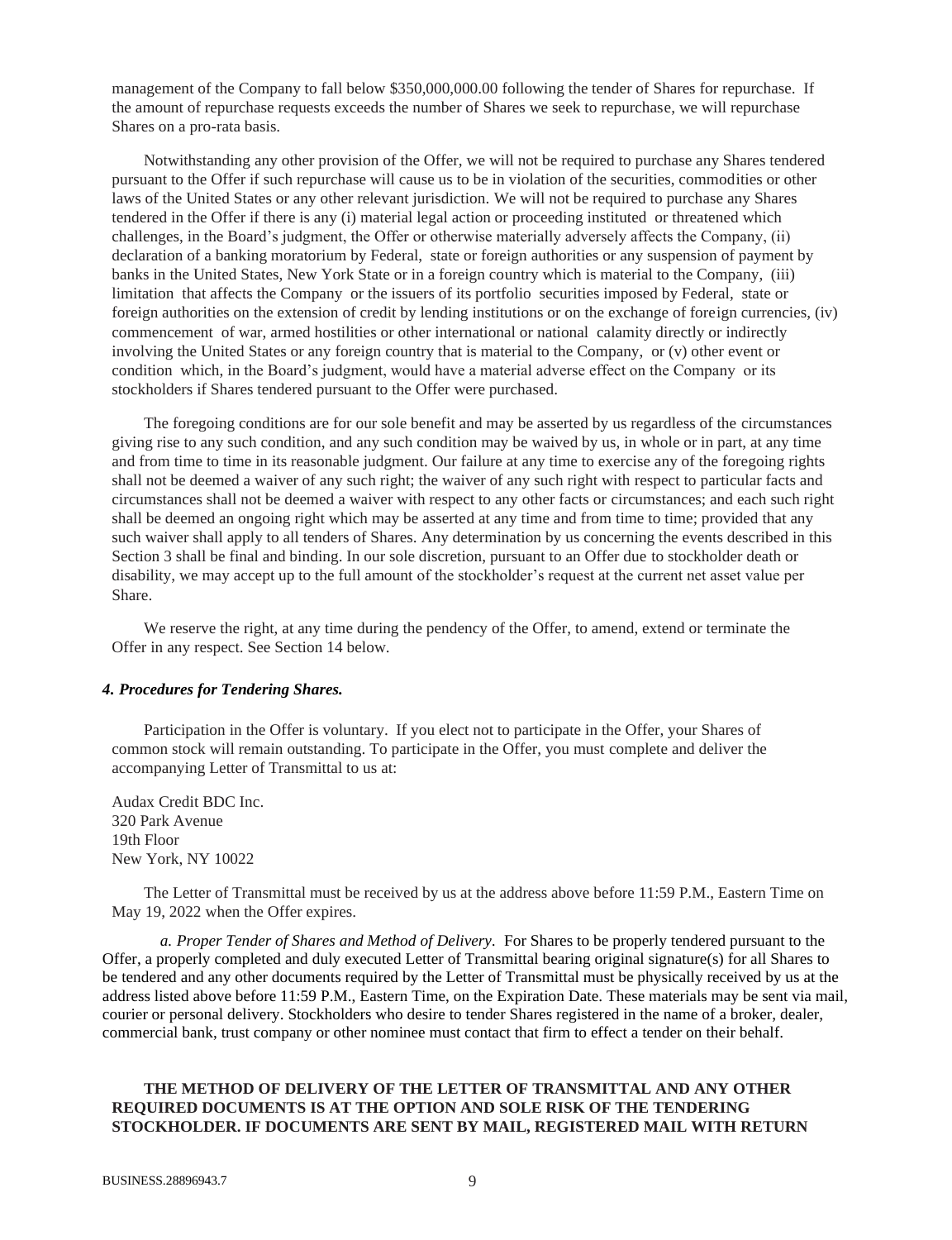management of the Company to fall below $350,000,000.00 following the tender of Shares for repurchase. If the amount of repurchase requests exceeds the number of Shares we seek to repurchase, we will repurchase Shares on a pro-rata basis.

Notwithstanding any other provision of the Offer, we will not be required to purchase any Shares tendered pursuant to the Offer if such repurchase will cause us to be in violation of the securities, commodities or other laws of the United States or any other relevant jurisdiction. We will not be required to purchase any Shares tendered in the Offer if there is any (i) material legal action or proceeding instituted or threatened which challenges, in the Board's judgment, the Offer or otherwise materially adversely affects the Company, (ii) declaration of a banking moratorium by Federal, state or foreign authorities or any suspension of payment by banks in the United States, New York State or in a foreign country which is material to the Company, (iii) limitation that affects the Company or the issuers of its portfolio securities imposed by Federal, state or foreign authorities on the extension of credit by lending institutions or on the exchange of foreign currencies, (iv) commencement of war, armed hostilities or other international or national calamity directly or indirectly involving the United States or any foreign country that is material to the Company, or (v) other event or condition which, in the Board's judgment, would have a material adverse effect on the Company or its stockholders if Shares tendered pursuant to the Offer were purchased.

The foregoing conditions are for our sole benefit and may be asserted by us regardless of the circumstances giving rise to any such condition, and any such condition may be waived by us, in whole or in part, at any time and from time to time in its reasonable judgment. Our failure at any time to exercise any of the foregoing rights shall not be deemed a waiver of any such right; the waiver of any such right with respect to particular facts and circumstances shall not be deemed a waiver with respect to any other facts or circumstances; and each such right shall be deemed an ongoing right which may be asserted at any time and from time to time; provided that any such waiver shall apply to all tenders of Shares. Any determination by us concerning the events described in this Section 3 shall be final and binding. In our sole discretion, pursuant to an Offer due to stockholder death or disability, we may accept up to the full amount of the stockholder's request at the current net asset value per Share.

We reserve the right, at any time during the pendency of the Offer, to amend, extend or terminate the Offer in any respect. See Section 14 below.

### *4. Procedures for Tendering Shares.*

Participation in the Offer is voluntary. If you elect not to participate in the Offer, your Shares of common stock will remain outstanding. To participate in the Offer, you must complete and deliver the accompanying Letter of Transmittal to us at:

Audax Credit BDC Inc.  
320 Park Avenue  
19th Floor  
New York, NY 10022

The Letter of Transmittal must be received by us at the address above before 11:59 P.M., Eastern Time on May 19, 2022 when the Offer expires.

*a. Proper Tender of Shares and Method of Delivery*. For Shares to be properly tendered pursuant to the Offer, a properly completed and duly executed Letter of Transmittal bearing original signature(s) for all Shares to be tendered and any other documents required by the Letter of Transmittal must be physically received by us at the address listed above before 11:59 P.M., Eastern Time, on the Expiration Date. These materials may be sent via mail, courier or personal delivery. Stockholders who desire to tender Shares registered in the name of a broker, dealer, commercial bank, trust company or other nominee must contact that firm to effect a tender on their behalf.

**THE METHOD OF DELIVERY OF THE LETTER OF TRANSMITTAL AND ANY OTHER REQUIRED DOCUMENTS IS AT THE OPTION AND SOLE RISK OF THE TENDERING STOCKHOLDER. IF DOCUMENTS ARE SENT BY MAIL, REGISTERED MAIL WITH RETURN**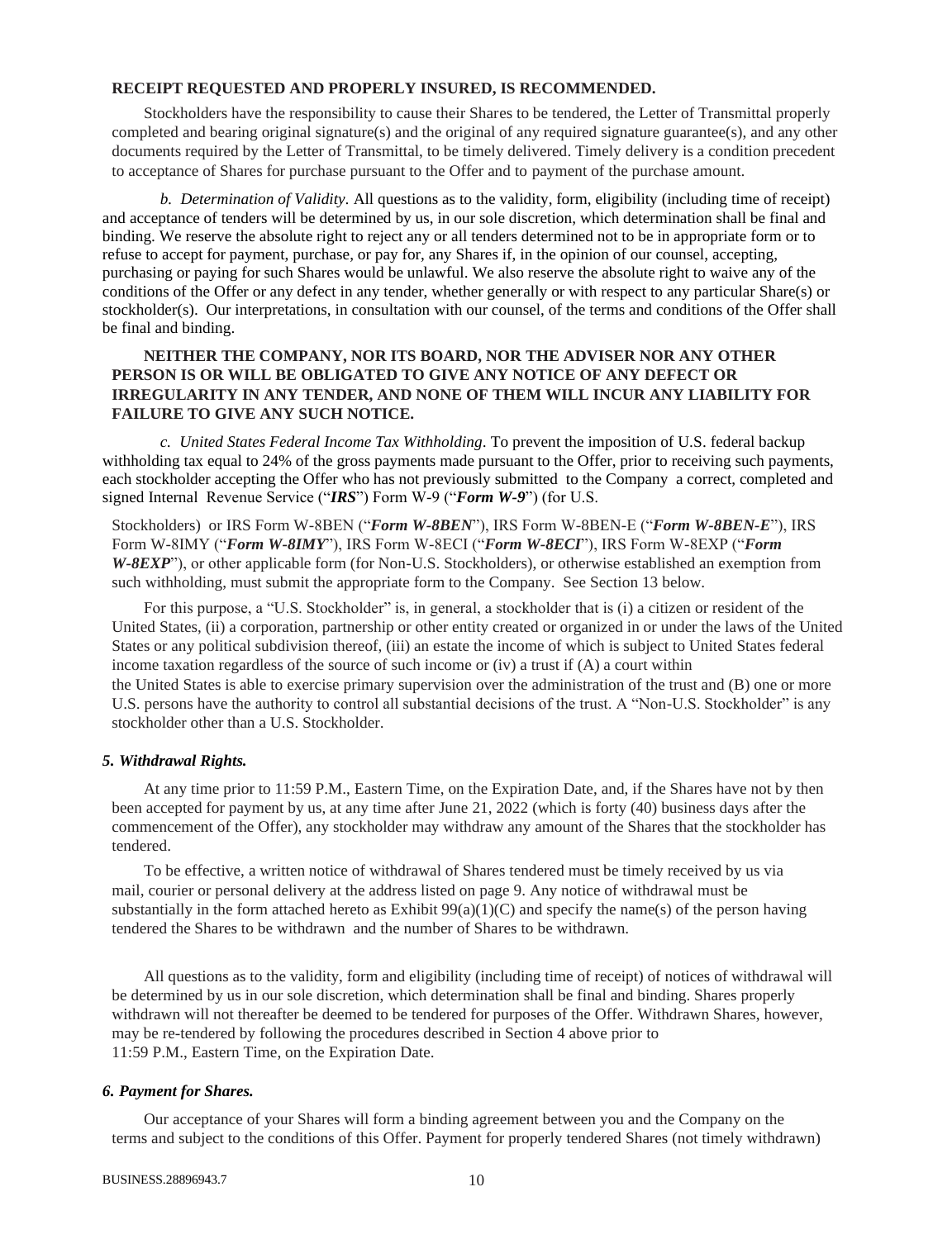**RECEIPT REQUESTED AND PROPERLY INSURED, IS RECOMMENDED.**

Stockholders have the responsibility to cause their Shares to be tendered, the Letter of Transmittal properly completed and bearing original signature(s) and the original of any required signature guarantee(s), and any other documents required by the Letter of Transmittal, to be timely delivered. Timely delivery is a condition precedent to acceptance of Shares for purchase pursuant to the Offer and to payment of the purchase amount.

*b. Determination of Validity*. All questions as to the validity, form, eligibility (including time of receipt) and acceptance of tenders will be determined by us, in our sole discretion, which determination shall be final and binding. We reserve the absolute right to reject any or all tenders determined not to be in appropriate form or to refuse to accept for payment, purchase, or pay for, any Shares if, in the opinion of our counsel, accepting, purchasing or paying for such Shares would be unlawful. We also reserve the absolute right to waive any of the conditions of the Offer or any defect in any tender, whether generally or with respect to any particular Share(s) or stockholder(s). Our interpretations, in consultation with our counsel, of the terms and conditions of the Offer shall be final and binding.

**NEITHER THE COMPANY, NOR ITS BOARD, NOR THE ADVISER NOR ANY OTHER PERSON IS OR WILL BE OBLIGATED TO GIVE ANY NOTICE OF ANY DEFECT OR IRREGULARITY IN ANY TENDER, AND NONE OF THEM WILL INCUR ANY LIABILITY FOR FAILURE TO GIVE ANY SUCH NOTICE.**

*c. United States Federal Income Tax Withholding*. To prevent the imposition of U.S. federal backup withholding tax equal to 24% of the gross payments made pursuant to the Offer, prior to receiving such payments, each stockholder accepting the Offer who has not previously submitted to the Company a correct, completed and signed Internal Revenue Service ("***IRS***") Form W-9 ("***Form W-9***") (for U.S. Stockholders) or IRS Form W-8BEN ("***Form W-8BEN***"), IRS Form W-8BEN-E ("***Form W-8BEN-E***"), IRS Form W-8IMY ("***Form W-8IMY***"), IRS Form W-8ECI ("***Form W-8ECI***"), IRS Form W-8EXP ("***Form W-8EXP***"), or other applicable form (for Non-U.S. Stockholders), or otherwise established an exemption from such withholding, must submit the appropriate form to the Company. See Section 13 below.

For this purpose, a "U.S. Stockholder" is, in general, a stockholder that is (i) a citizen or resident of the United States, (ii) a corporation, partnership or other entity created or organized in or under the laws of the United States or any political subdivision thereof, (iii) an estate the income of which is subject to United States federal income taxation regardless of the source of such income or (iv) a trust if (A) a court within the United States is able to exercise primary supervision over the administration of the trust and (B) one or more U.S. persons have the authority to control all substantial decisions of the trust. A "Non-U.S. Stockholder" is any stockholder other than a U.S. Stockholder.

### *5. Withdrawal Rights.*

At any time prior to 11:59 P.M., Eastern Time, on the Expiration Date, and, if the Shares have not by then been accepted for payment by us, at any time after June 21, 2022 (which is forty (40) business days after the commencement of the Offer), any stockholder may withdraw any amount of the Shares that the stockholder has tendered.

To be effective, a written notice of withdrawal of Shares tendered must be timely received by us via mail, courier or personal delivery at the address listed on page 9. Any notice of withdrawal must be substantially in the form attached hereto as Exhibit 99(a)(1)(C) and specify the name(s) of the person having tendered the Shares to be withdrawn and the number of Shares to be withdrawn.

All questions as to the validity, form and eligibility (including time of receipt) of notices of withdrawal will be determined by us in our sole discretion, which determination shall be final and binding. Shares properly withdrawn will not thereafter be deemed to be tendered for purposes of the Offer. Withdrawn Shares, however, may be re-tendered by following the procedures described in Section 4 above prior to 11:59 P.M., Eastern Time, on the Expiration Date.

### *6. Payment for Shares.*

Our acceptance of your Shares will form a binding agreement between you and the Company on the terms and subject to the conditions of this Offer. Payment for properly tendered Shares (not timely withdrawn)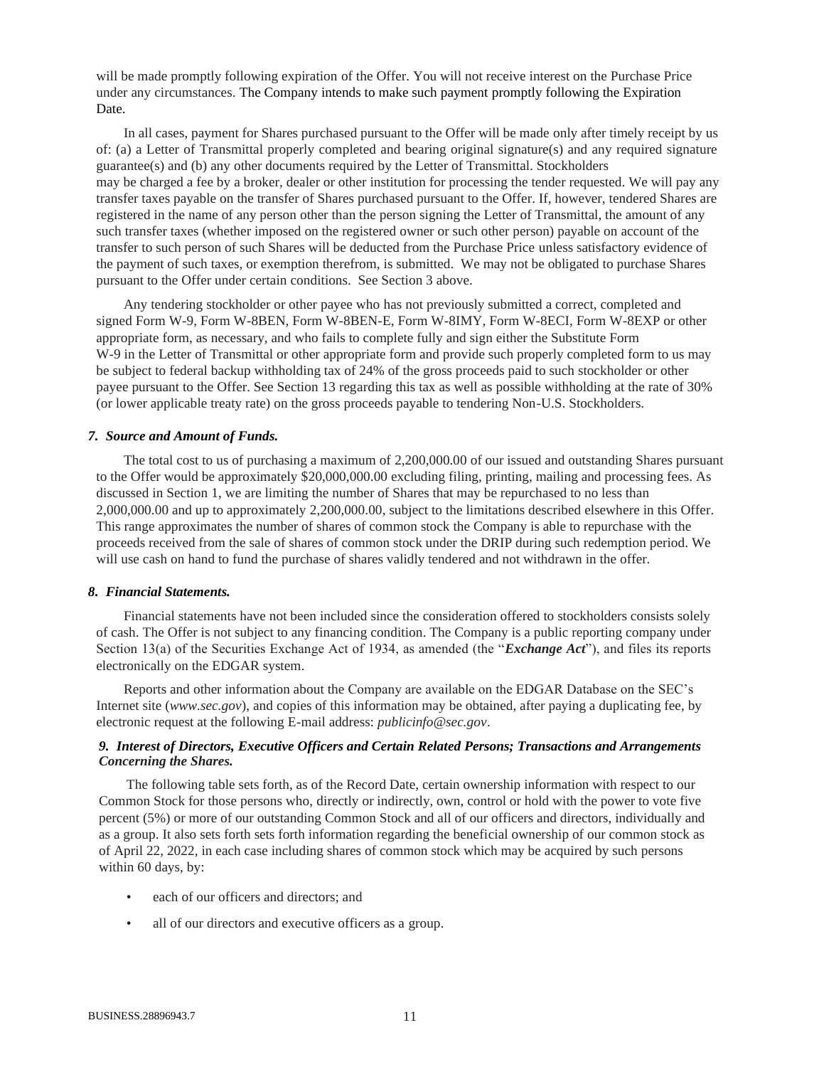will be made promptly following expiration of the Offer. You will not receive interest on the Purchase Price under any circumstances. The Company intends to make such payment promptly following the Expiration Date.

In all cases, payment for Shares purchased pursuant to the Offer will be made only after timely receipt by us of: (a) a Letter of Transmittal properly completed and bearing original signature(s) and any required signature guarantee(s) and (b) any other documents required by the Letter of Transmittal. Stockholders may be charged a fee by a broker, dealer or other institution for processing the tender requested. We will pay any transfer taxes payable on the transfer of Shares purchased pursuant to the Offer. If, however, tendered Shares are registered in the name of any person other than the person signing the Letter of Transmittal, the amount of any such transfer taxes (whether imposed on the registered owner or such other person) payable on account of the transfer to such person of such Shares will be deducted from the Purchase Price unless satisfactory evidence of the payment of such taxes, or exemption therefrom, is submitted. We may not be obligated to purchase Shares pursuant to the Offer under certain conditions. See Section 3 above.

Any tendering stockholder or other payee who has not previously submitted a correct, completed and signed Form W-9, Form W-8BEN, Form W-8BEN-E, Form W-8IMY, Form W-8ECI, Form W-8EXP or other appropriate form, as necessary, and who fails to complete fully and sign either the Substitute Form W-9 in the Letter of Transmittal or other appropriate form and provide such properly completed form to us may be subject to federal backup withholding tax of 24% of the gross proceeds paid to such stockholder or other payee pursuant to the Offer. See Section 13 regarding this tax as well as possible withholding at the rate of 30% (or lower applicable treaty rate) on the gross proceeds payable to tendering Non-U.S. Stockholders.

### *7. Source and Amount of Funds.*

The total cost to us of purchasing a maximum of 2,200,000.00 of our issued and outstanding Shares pursuant to the Offer would be approximately $20,000,000.00 excluding filing, printing, mailing and processing fees. As discussed in Section 1, we are limiting the number of Shares that may be repurchased to no less than 2,000,000.00 and up to approximately 2,200,000.00, subject to the limitations described elsewhere in this Offer. This range approximates the number of shares of common stock the Company is able to repurchase with the proceeds received from the sale of shares of common stock under the DRIP during such redemption period. We will use cash on hand to fund the purchase of shares validly tendered and not withdrawn in the offer.

### *8. Financial Statements.*

Financial statements have not been included since the consideration offered to stockholders consists solely of cash. The Offer is not subject to any financing condition. The Company is a public reporting company under Section 13(a) of the Securities Exchange Act of 1934, as amended (the "***Exchange Act***"), and files its reports electronically on the EDGAR system.

Reports and other information about the Company are available on the EDGAR Database on the SEC's Internet site (*www.sec.gov*), and copies of this information may be obtained, after paying a duplicating fee, by electronic request at the following E-mail address: *publicinfo@sec.gov*.

### *9. Interest of Directors, Executive Officers and Certain Related Persons; Transactions and Arrangements Concerning the Shares.*

The following table sets forth, as of the Record Date, certain ownership information with respect to our Common Stock for those persons who, directly or indirectly, own, control or hold with the power to vote five percent (5%) or more of our outstanding Common Stock and all of our officers and directors, individually and as a group. It also sets forth sets forth information regarding the beneficial ownership of our common stock as of April 22, 2022, in each case including shares of common stock which may be acquired by such persons within 60 days, by:

- each of our officers and directors; and
- all of our directors and executive officers as a group.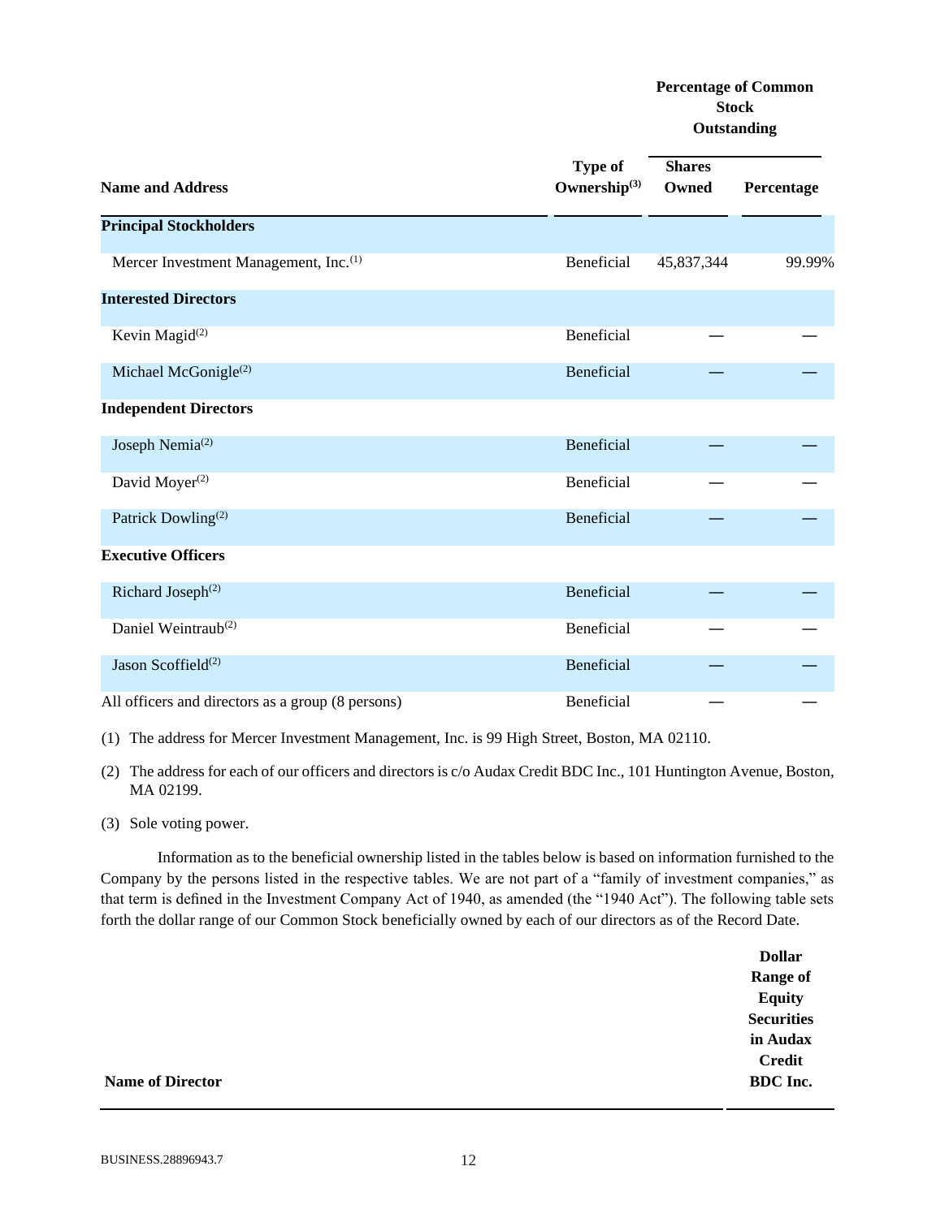| Name and Address | Type of Ownership[3] | Percentage of Common Stock Outstanding | |
|---|---|---|---|
| | | Shares Owned | Percentage |
| **Principal Stockholders** | | | |
| Mercer Investment Management, Inc.[1] | Beneficial | 45,837,344 | 99.99% |
| **Interested Directors** | | | |
| Kevin Magid[2] | Beneficial | — | — |
| Michael McGonigle[2] | Beneficial | — | — |
| **Independent Directors** | | | |
| Joseph Nemia[2] | Beneficial | — | — |
| David Moyer[2] | Beneficial | — | — |
| Patrick Dowling[2] | Beneficial | — | — |
| **Executive Officers** | | | |
| Richard Joseph[2] | Beneficial | — | — |
| Daniel Weintraub[2] | Beneficial | — | — |
| Jason Scoffield[2] | Beneficial | — | — |
| All officers and directors as a group (8 persons) | Beneficial | — | — |

(1) The address for Mercer Investment Management, Inc. is 99 High Street, Boston, MA 02110.

(2) The address for each of our officers and directors is c/o Audax Credit BDC Inc., 101 Huntington Avenue, Boston, MA 02199.

(3) Sole voting power.

Information as to the beneficial ownership listed in the tables below is based on information furnished to the Company by the persons listed in the respective tables. We are not part of a "family of investment companies," as that term is defined in the Investment Company Act of 1940, as amended (the "1940 Act"). The following table sets forth the dollar range of our Common Stock beneficially owned by each of our directors as of the Record Date.

| Name of Director | Dollar Range of Equity Securities in Audax Credit BDC Inc. |
|---|---|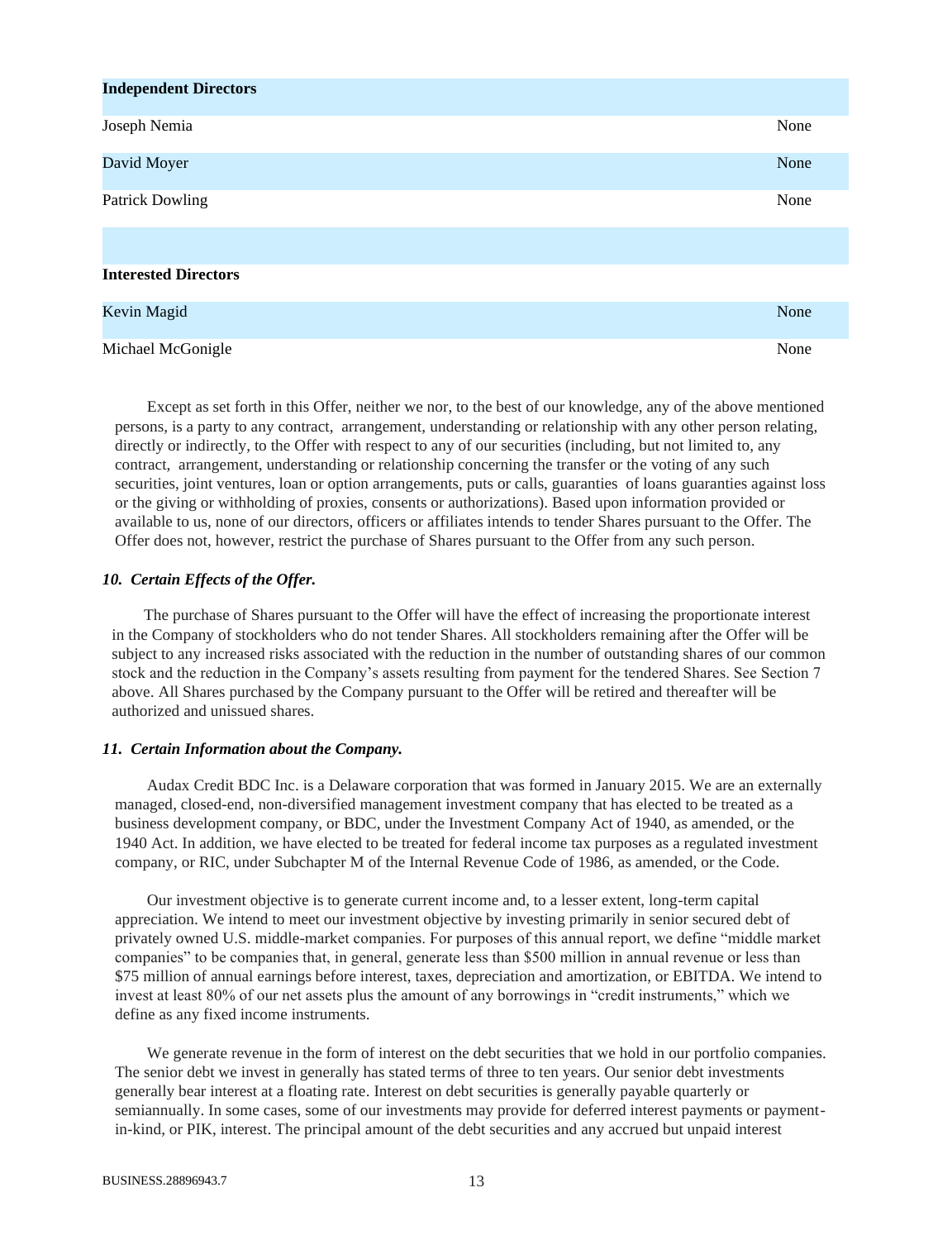| Independent Directors | |
|---|---|
| Joseph Nemia | None |
| David Moyer | None |
| Patrick Dowling | None |
| | |
| **Interested Directors** | |
| Kevin Magid | None |
| Michael McGonigle | None |

Except as set forth in this Offer, neither we nor, to the best of our knowledge, any of the above mentioned persons, is a party to any contract, arrangement, understanding or relationship with any other person relating, directly or indirectly, to the Offer with respect to any of our securities (including, but not limited to, any contract, arrangement, understanding or relationship concerning the transfer or the voting of any such securities, joint ventures, loan or option arrangements, puts or calls, guaranties of loans guaranties against loss or the giving or withholding of proxies, consents or authorizations). Based upon information provided or available to us, none of our directors, officers or affiliates intends to tender Shares pursuant to the Offer. The Offer does not, however, restrict the purchase of Shares pursuant to the Offer from any such person.

### *10. Certain Effects of the Offer.*

The purchase of Shares pursuant to the Offer will have the effect of increasing the proportionate interest in the Company of stockholders who do not tender Shares. All stockholders remaining after the Offer will be subject to any increased risks associated with the reduction in the number of outstanding shares of our common stock and the reduction in the Company's assets resulting from payment for the tendered Shares. See Section 7 above. All Shares purchased by the Company pursuant to the Offer will be retired and thereafter will be authorized and unissued shares.

### *11. Certain Information about the Company.*

Audax Credit BDC Inc. is a Delaware corporation that was formed in January 2015. We are an externally managed, closed-end, non-diversified management investment company that has elected to be treated as a business development company, or BDC, under the Investment Company Act of 1940, as amended, or the 1940 Act. In addition, we have elected to be treated for federal income tax purposes as a regulated investment company, or RIC, under Subchapter M of the Internal Revenue Code of 1986, as amended, or the Code.

Our investment objective is to generate current income and, to a lesser extent, long-term capital appreciation. We intend to meet our investment objective by investing primarily in senior secured debt of privately owned U.S. middle-market companies. For purposes of this annual report, we define "middle market companies" to be companies that, in general, generate less than $500 million in annual revenue or less than $75 million of annual earnings before interest, taxes, depreciation and amortization, or EBITDA. We intend to invest at least 80% of our net assets plus the amount of any borrowings in "credit instruments," which we define as any fixed income instruments.

We generate revenue in the form of interest on the debt securities that we hold in our portfolio companies. The senior debt we invest in generally has stated terms of three to ten years. Our senior debt investments generally bear interest at a floating rate. Interest on debt securities is generally payable quarterly or semiannually. In some cases, some of our investments may provide for deferred interest payments or payment-in-kind, or PIK, interest. The principal amount of the debt securities and any accrued but unpaid interest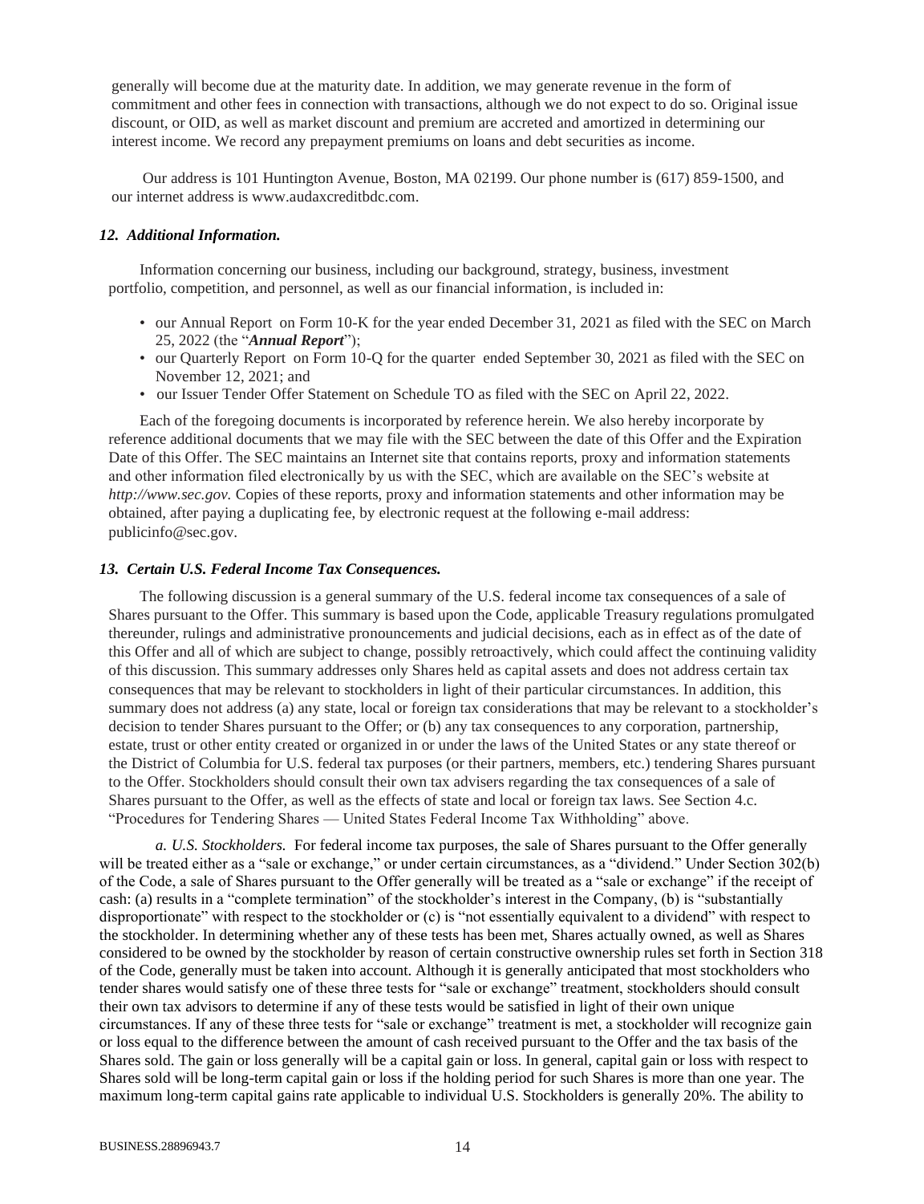generally will become due at the maturity date. In addition, we may generate revenue in the form of commitment and other fees in connection with transactions, although we do not expect to do so. Original issue discount, or OID, as well as market discount and premium are accreted and amortized in determining our interest income. We record any prepayment premiums on loans and debt securities as income.

Our address is 101 Huntington Avenue, Boston, MA 02199. Our phone number is (617) 859-1500, and our internet address is www.audaxcreditbdc.com.

### *12. Additional Information.*

Information concerning our business, including our background, strategy, business, investment portfolio, competition, and personnel, as well as our financial information, is included in:

- our Annual Report on Form 10-K for the year ended December 31, 2021 as filed with the SEC on March 25, 2022 (the "***Annual Report***");
- our Quarterly Report on Form 10-Q for the quarter ended September 30, 2021 as filed with the SEC on November 12, 2021; and
- our Issuer Tender Offer Statement on Schedule TO as filed with the SEC on April 22, 2022.

Each of the foregoing documents is incorporated by reference herein. We also hereby incorporate by reference additional documents that we may file with the SEC between the date of this Offer and the Expiration Date of this Offer. The SEC maintains an Internet site that contains reports, proxy and information statements and other information filed electronically by us with the SEC, which are available on the SEC's website at *http://www.sec.gov.* Copies of these reports, proxy and information statements and other information may be obtained, after paying a duplicating fee, by electronic request at the following e-mail address: publicinfo@sec.gov.

### *13. Certain U.S. Federal Income Tax Consequences.*

The following discussion is a general summary of the U.S. federal income tax consequences of a sale of Shares pursuant to the Offer. This summary is based upon the Code, applicable Treasury regulations promulgated thereunder, rulings and administrative pronouncements and judicial decisions, each as in effect as of the date of this Offer and all of which are subject to change, possibly retroactively, which could affect the continuing validity of this discussion. This summary addresses only Shares held as capital assets and does not address certain tax consequences that may be relevant to stockholders in light of their particular circumstances. In addition, this summary does not address (a) any state, local or foreign tax considerations that may be relevant to a stockholder's decision to tender Shares pursuant to the Offer; or (b) any tax consequences to any corporation, partnership, estate, trust or other entity created or organized in or under the laws of the United States or any state thereof or the District of Columbia for U.S. federal tax purposes (or their partners, members, etc.) tendering Shares pursuant to the Offer. Stockholders should consult their own tax advisers regarding the tax consequences of a sale of Shares pursuant to the Offer, as well as the effects of state and local or foreign tax laws. See Section 4.c. "Procedures for Tendering Shares — United States Federal Income Tax Withholding" above.

*a. U.S. Stockholders.* For federal income tax purposes, the sale of Shares pursuant to the Offer generally will be treated either as a "sale or exchange," or under certain circumstances, as a "dividend." Under Section 302(b) of the Code, a sale of Shares pursuant to the Offer generally will be treated as a "sale or exchange" if the receipt of cash: (a) results in a "complete termination" of the stockholder's interest in the Company, (b) is "substantially disproportionate" with respect to the stockholder or (c) is "not essentially equivalent to a dividend" with respect to the stockholder. In determining whether any of these tests has been met, Shares actually owned, as well as Shares considered to be owned by the stockholder by reason of certain constructive ownership rules set forth in Section 318 of the Code, generally must be taken into account. Although it is generally anticipated that most stockholders who tender shares would satisfy one of these three tests for "sale or exchange" treatment, stockholders should consult their own tax advisors to determine if any of these tests would be satisfied in light of their own unique circumstances. If any of these three tests for "sale or exchange" treatment is met, a stockholder will recognize gain or loss equal to the difference between the amount of cash received pursuant to the Offer and the tax basis of the Shares sold. The gain or loss generally will be a capital gain or loss. In general, capital gain or loss with respect to Shares sold will be long-term capital gain or loss if the holding period for such Shares is more than one year. The maximum long-term capital gains rate applicable to individual U.S. Stockholders is generally 20%. The ability to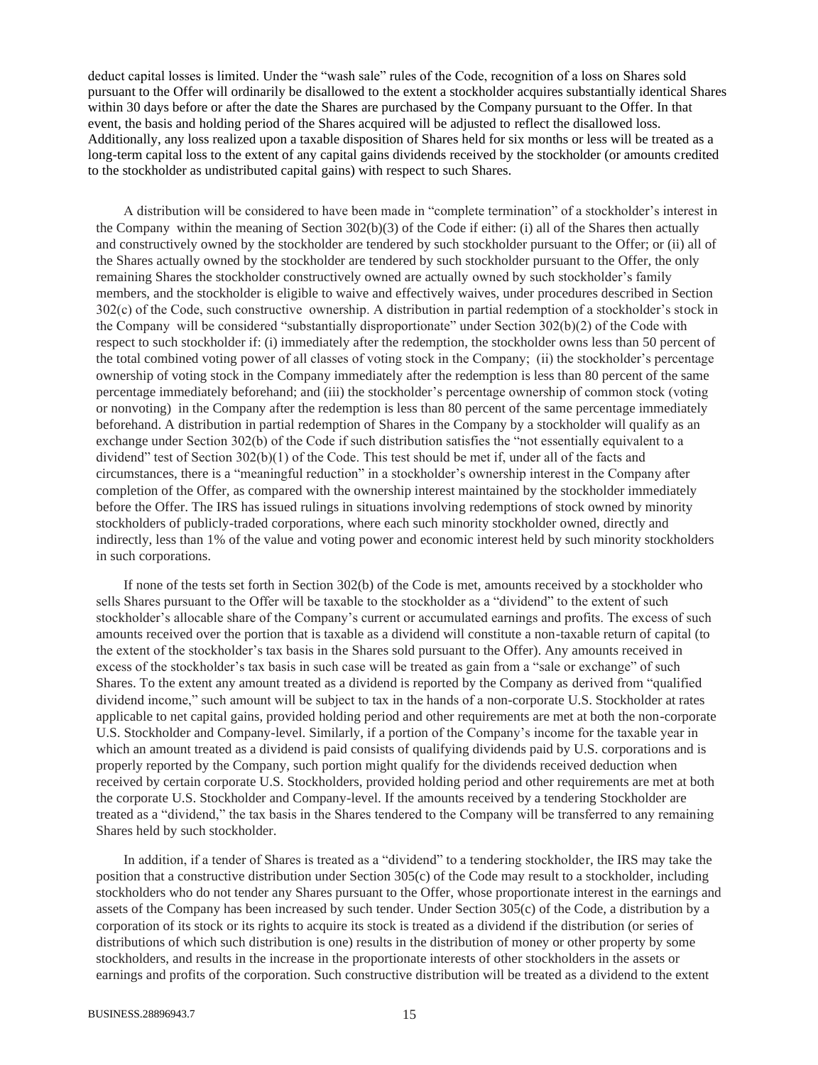deduct capital losses is limited. Under the "wash sale" rules of the Code, recognition of a loss on Shares sold pursuant to the Offer will ordinarily be disallowed to the extent a stockholder acquires substantially identical Shares within 30 days before or after the date the Shares are purchased by the Company pursuant to the Offer. In that event, the basis and holding period of the Shares acquired will be adjusted to reflect the disallowed loss. Additionally, any loss realized upon a taxable disposition of Shares held for six months or less will be treated as a long-term capital loss to the extent of any capital gains dividends received by the stockholder (or amounts credited to the stockholder as undistributed capital gains) with respect to such Shares.

A distribution will be considered to have been made in "complete termination" of a stockholder's interest in the Company within the meaning of Section 302(b)(3) of the Code if either: (i) all of the Shares then actually and constructively owned by the stockholder are tendered by such stockholder pursuant to the Offer; or (ii) all of the Shares actually owned by the stockholder are tendered by such stockholder pursuant to the Offer, the only remaining Shares the stockholder constructively owned are actually owned by such stockholder's family members, and the stockholder is eligible to waive and effectively waives, under procedures described in Section 302(c) of the Code, such constructive ownership. A distribution in partial redemption of a stockholder's stock in the Company will be considered "substantially disproportionate" under Section 302(b)(2) of the Code with respect to such stockholder if: (i) immediately after the redemption, the stockholder owns less than 50 percent of the total combined voting power of all classes of voting stock in the Company; (ii) the stockholder's percentage ownership of voting stock in the Company immediately after the redemption is less than 80 percent of the same percentage immediately beforehand; and (iii) the stockholder's percentage ownership of common stock (voting or nonvoting) in the Company after the redemption is less than 80 percent of the same percentage immediately beforehand. A distribution in partial redemption of Shares in the Company by a stockholder will qualify as an exchange under Section 302(b) of the Code if such distribution satisfies the "not essentially equivalent to a dividend" test of Section 302(b)(1) of the Code. This test should be met if, under all of the facts and circumstances, there is a "meaningful reduction" in a stockholder's ownership interest in the Company after completion of the Offer, as compared with the ownership interest maintained by the stockholder immediately before the Offer. The IRS has issued rulings in situations involving redemptions of stock owned by minority stockholders of publicly-traded corporations, where each such minority stockholder owned, directly and indirectly, less than 1% of the value and voting power and economic interest held by such minority stockholders in such corporations.

If none of the tests set forth in Section 302(b) of the Code is met, amounts received by a stockholder who sells Shares pursuant to the Offer will be taxable to the stockholder as a "dividend" to the extent of such stockholder's allocable share of the Company's current or accumulated earnings and profits. The excess of such amounts received over the portion that is taxable as a dividend will constitute a non-taxable return of capital (to the extent of the stockholder's tax basis in the Shares sold pursuant to the Offer). Any amounts received in excess of the stockholder's tax basis in such case will be treated as gain from a "sale or exchange" of such Shares. To the extent any amount treated as a dividend is reported by the Company as derived from "qualified dividend income," such amount will be subject to tax in the hands of a non-corporate U.S. Stockholder at rates applicable to net capital gains, provided holding period and other requirements are met at both the non-corporate U.S. Stockholder and Company-level. Similarly, if a portion of the Company's income for the taxable year in which an amount treated as a dividend is paid consists of qualifying dividends paid by U.S. corporations and is properly reported by the Company, such portion might qualify for the dividends received deduction when received by certain corporate U.S. Stockholders, provided holding period and other requirements are met at both the corporate U.S. Stockholder and Company-level. If the amounts received by a tendering Stockholder are treated as a "dividend," the tax basis in the Shares tendered to the Company will be transferred to any remaining Shares held by such stockholder.

In addition, if a tender of Shares is treated as a "dividend" to a tendering stockholder, the IRS may take the position that a constructive distribution under Section 305(c) of the Code may result to a stockholder, including stockholders who do not tender any Shares pursuant to the Offer, whose proportionate interest in the earnings and assets of the Company has been increased by such tender. Under Section 305(c) of the Code, a distribution by a corporation of its stock or its rights to acquire its stock is treated as a dividend if the distribution (or series of distributions of which such distribution is one) results in the distribution of money or other property by some stockholders, and results in the increase in the proportionate interests of other stockholders in the assets or earnings and profits of the corporation. Such constructive distribution will be treated as a dividend to the extent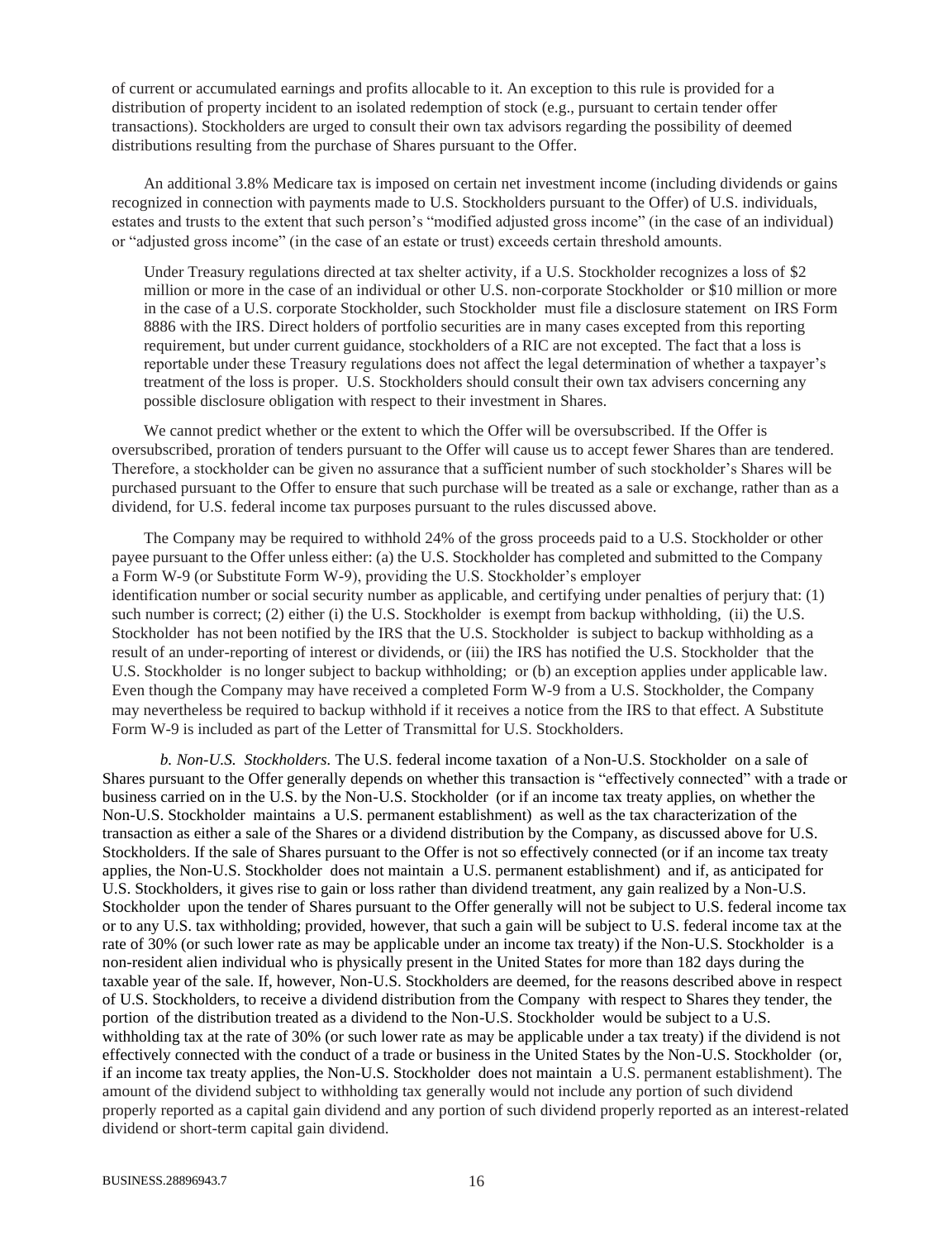of current or accumulated earnings and profits allocable to it. An exception to this rule is provided for a distribution of property incident to an isolated redemption of stock (e.g., pursuant to certain tender offer transactions). Stockholders are urged to consult their own tax advisors regarding the possibility of deemed distributions resulting from the purchase of Shares pursuant to the Offer.

An additional 3.8% Medicare tax is imposed on certain net investment income (including dividends or gains recognized in connection with payments made to U.S. Stockholders pursuant to the Offer) of U.S. individuals, estates and trusts to the extent that such person's "modified adjusted gross income" (in the case of an individual) or "adjusted gross income" (in the case of an estate or trust) exceeds certain threshold amounts.

Under Treasury regulations directed at tax shelter activity, if a U.S. Stockholder recognizes a loss of $2 million or more in the case of an individual or other U.S. non-corporate Stockholder or $10 million or more in the case of a U.S. corporate Stockholder, such Stockholder must file a disclosure statement on IRS Form 8886 with the IRS. Direct holders of portfolio securities are in many cases excepted from this reporting requirement, but under current guidance, stockholders of a RIC are not excepted. The fact that a loss is reportable under these Treasury regulations does not affect the legal determination of whether a taxpayer's treatment of the loss is proper. U.S. Stockholders should consult their own tax advisers concerning any possible disclosure obligation with respect to their investment in Shares.

We cannot predict whether or the extent to which the Offer will be oversubscribed. If the Offer is oversubscribed, proration of tenders pursuant to the Offer will cause us to accept fewer Shares than are tendered. Therefore, a stockholder can be given no assurance that a sufficient number of such stockholder's Shares will be purchased pursuant to the Offer to ensure that such purchase will be treated as a sale or exchange, rather than as a dividend, for U.S. federal income tax purposes pursuant to the rules discussed above.

The Company may be required to withhold 24% of the gross proceeds paid to a U.S. Stockholder or other payee pursuant to the Offer unless either: (a) the U.S. Stockholder has completed and submitted to the Company a Form W-9 (or Substitute Form W-9), providing the U.S. Stockholder's employer identification number or social security number as applicable, and certifying under penalties of perjury that: (1) such number is correct; (2) either (i) the U.S. Stockholder is exempt from backup withholding, (ii) the U.S. Stockholder has not been notified by the IRS that the U.S. Stockholder is subject to backup withholding as a result of an under-reporting of interest or dividends, or (iii) the IRS has notified the U.S. Stockholder that the U.S. Stockholder is no longer subject to backup withholding; or (b) an exception applies under applicable law. Even though the Company may have received a completed Form W-9 from a U.S. Stockholder, the Company may nevertheless be required to backup withhold if it receives a notice from the IRS to that effect. A Substitute Form W-9 is included as part of the Letter of Transmittal for U.S. Stockholders.

*b. Non-U.S. Stockholders.* The U.S. federal income taxation of a Non-U.S. Stockholder on a sale of Shares pursuant to the Offer generally depends on whether this transaction is "effectively connected" with a trade or business carried on in the U.S. by the Non-U.S. Stockholder (or if an income tax treaty applies, on whether the Non-U.S. Stockholder maintains a U.S. permanent establishment) as well as the tax characterization of the transaction as either a sale of the Shares or a dividend distribution by the Company, as discussed above for U.S. Stockholders. If the sale of Shares pursuant to the Offer is not so effectively connected (or if an income tax treaty applies, the Non-U.S. Stockholder does not maintain a U.S. permanent establishment) and if, as anticipated for U.S. Stockholders, it gives rise to gain or loss rather than dividend treatment, any gain realized by a Non-U.S. Stockholder upon the tender of Shares pursuant to the Offer generally will not be subject to U.S. federal income tax or to any U.S. tax withholding; provided, however, that such a gain will be subject to U.S. federal income tax at the rate of 30% (or such lower rate as may be applicable under an income tax treaty) if the Non-U.S. Stockholder is a non-resident alien individual who is physically present in the United States for more than 182 days during the taxable year of the sale. If, however, Non-U.S. Stockholders are deemed, for the reasons described above in respect of U.S. Stockholders, to receive a dividend distribution from the Company with respect to Shares they tender, the portion of the distribution treated as a dividend to the Non-U.S. Stockholder would be subject to a U.S. withholding tax at the rate of 30% (or such lower rate as may be applicable under a tax treaty) if the dividend is not effectively connected with the conduct of a trade or business in the United States by the Non-U.S. Stockholder (or, if an income tax treaty applies, the Non-U.S. Stockholder does not maintain a U.S. permanent establishment). The amount of the dividend subject to withholding tax generally would not include any portion of such dividend properly reported as a capital gain dividend and any portion of such dividend properly reported as an interest-related dividend or short-term capital gain dividend.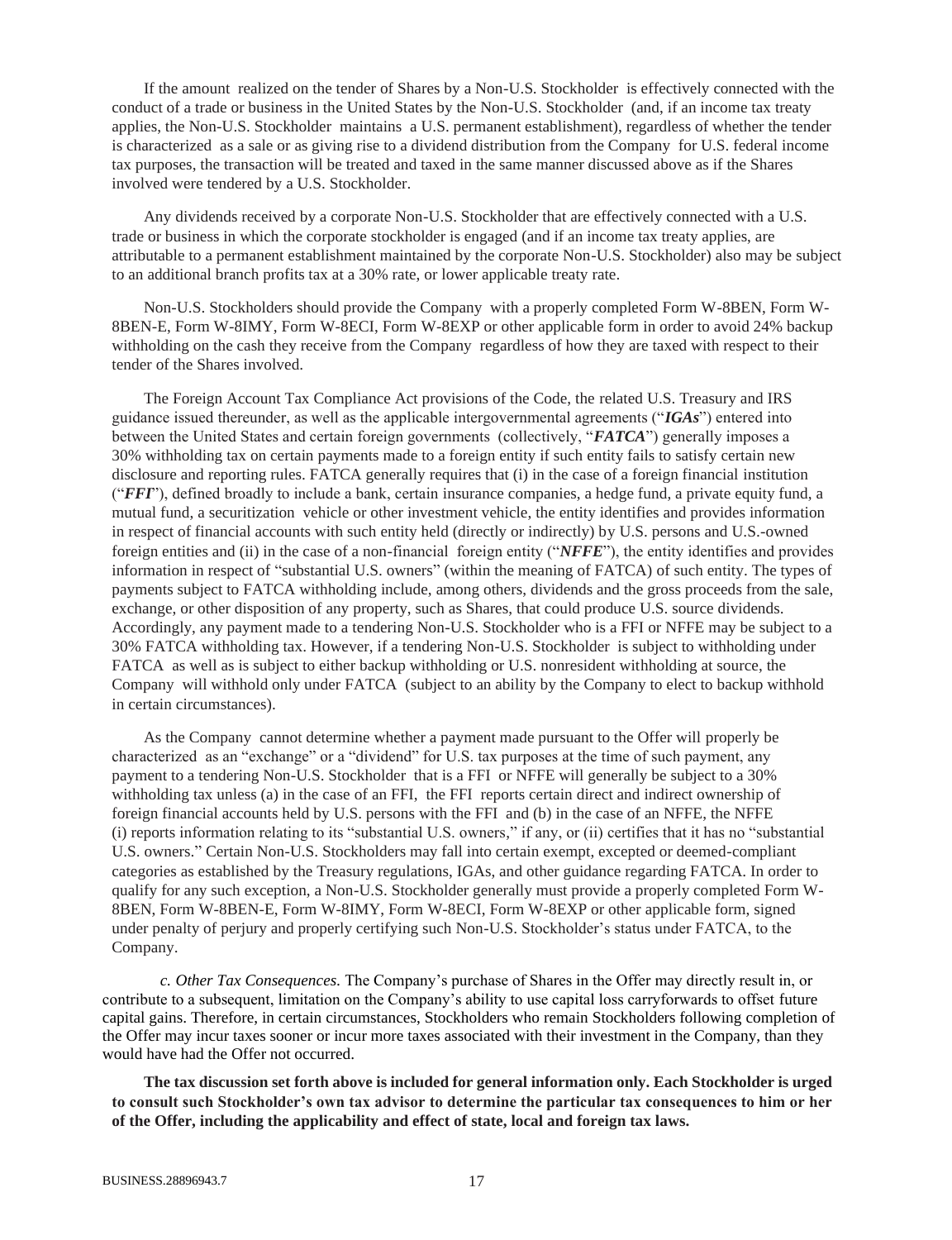If the amount realized on the tender of Shares by a Non-U.S. Stockholder is effectively connected with the conduct of a trade or business in the United States by the Non-U.S. Stockholder (and, if an income tax treaty applies, the Non-U.S. Stockholder maintains a U.S. permanent establishment), regardless of whether the tender is characterized as a sale or as giving rise to a dividend distribution from the Company for U.S. federal income tax purposes, the transaction will be treated and taxed in the same manner discussed above as if the Shares involved were tendered by a U.S. Stockholder.

Any dividends received by a corporate Non-U.S. Stockholder that are effectively connected with a U.S. trade or business in which the corporate stockholder is engaged (and if an income tax treaty applies, are attributable to a permanent establishment maintained by the corporate Non-U.S. Stockholder) also may be subject to an additional branch profits tax at a 30% rate, or lower applicable treaty rate.

Non-U.S. Stockholders should provide the Company with a properly completed Form W-8BEN, Form W-8BEN-E, Form W-8IMY, Form W-8ECI, Form W-8EXP or other applicable form in order to avoid 24% backup withholding on the cash they receive from the Company regardless of how they are taxed with respect to their tender of the Shares involved.

The Foreign Account Tax Compliance Act provisions of the Code, the related U.S. Treasury and IRS guidance issued thereunder, as well as the applicable intergovernmental agreements ("***IGAs***") entered into between the United States and certain foreign governments (collectively, "***FATCA***") generally imposes a 30% withholding tax on certain payments made to a foreign entity if such entity fails to satisfy certain new disclosure and reporting rules. FATCA generally requires that (i) in the case of a foreign financial institution ("***FFI***"), defined broadly to include a bank, certain insurance companies, a hedge fund, a private equity fund, a mutual fund, a securitization vehicle or other investment vehicle, the entity identifies and provides information in respect of financial accounts with such entity held (directly or indirectly) by U.S. persons and U.S.-owned foreign entities and (ii) in the case of a non-financial foreign entity ("***NFFE***"), the entity identifies and provides information in respect of "substantial U.S. owners" (within the meaning of FATCA) of such entity. The types of payments subject to FATCA withholding include, among others, dividends and the gross proceeds from the sale, exchange, or other disposition of any property, such as Shares, that could produce U.S. source dividends. Accordingly, any payment made to a tendering Non-U.S. Stockholder who is a FFI or NFFE may be subject to a 30% FATCA withholding tax. However, if a tendering Non-U.S. Stockholder is subject to withholding under FATCA as well as is subject to either backup withholding or U.S. nonresident withholding at source, the Company will withhold only under FATCA (subject to an ability by the Company to elect to backup withhold in certain circumstances).

As the Company cannot determine whether a payment made pursuant to the Offer will properly be characterized as an "exchange" or a "dividend" for U.S. tax purposes at the time of such payment, any payment to a tendering Non-U.S. Stockholder that is a FFI or NFFE will generally be subject to a 30% withholding tax unless (a) in the case of an FFI, the FFI reports certain direct and indirect ownership of foreign financial accounts held by U.S. persons with the FFI and (b) in the case of an NFFE, the NFFE (i) reports information relating to its "substantial U.S. owners," if any, or (ii) certifies that it has no "substantial U.S. owners." Certain Non-U.S. Stockholders may fall into certain exempt, excepted or deemed-compliant categories as established by the Treasury regulations, IGAs, and other guidance regarding FATCA. In order to qualify for any such exception, a Non-U.S. Stockholder generally must provide a properly completed Form W-8BEN, Form W-8BEN-E, Form W-8IMY, Form W-8ECI, Form W-8EXP or other applicable form, signed under penalty of perjury and properly certifying such Non-U.S. Stockholder's status under FATCA, to the Company.

*c. Other Tax Consequences.* The Company's purchase of Shares in the Offer may directly result in, or contribute to a subsequent, limitation on the Company's ability to use capital loss carryforwards to offset future capital gains. Therefore, in certain circumstances, Stockholders who remain Stockholders following completion of the Offer may incur taxes sooner or incur more taxes associated with their investment in the Company, than they would have had the Offer not occurred.

**The tax discussion set forth above is included for general information only. Each Stockholder is urged to consult such Stockholder's own tax advisor to determine the particular tax consequences to him or her of the Offer, including the applicability and effect of state, local and foreign tax laws.**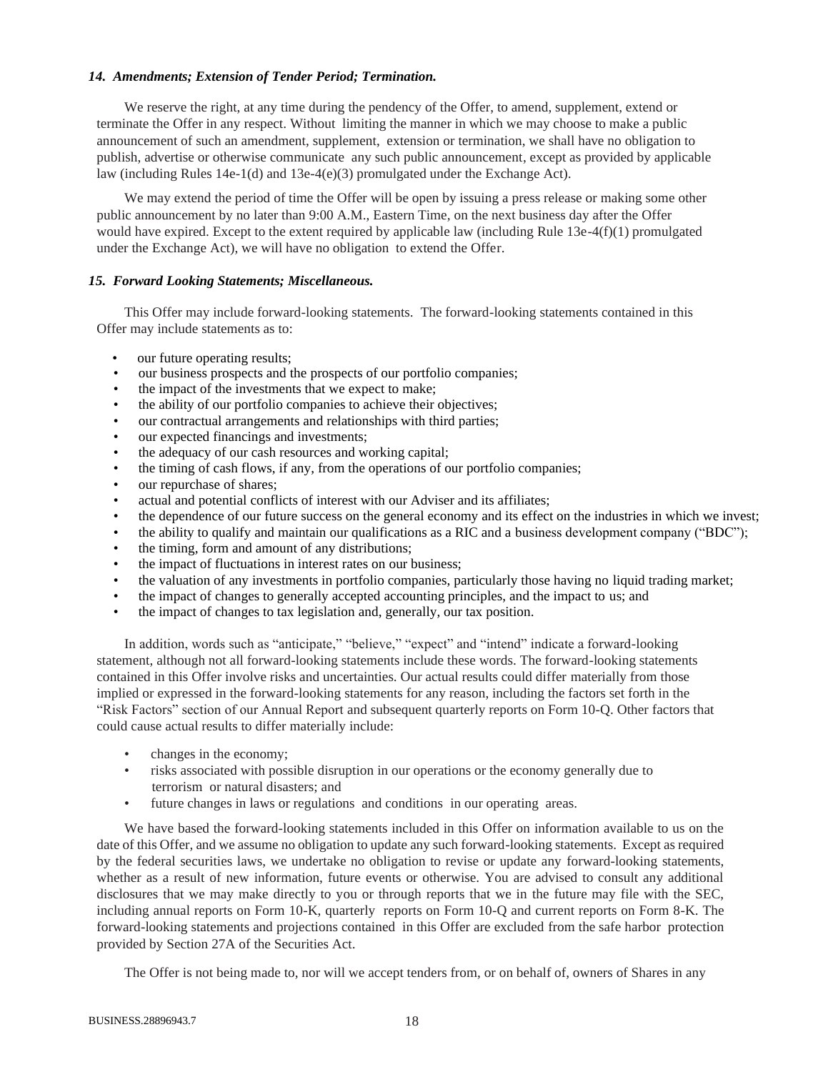### *14. Amendments; Extension of Tender Period; Termination.*

We reserve the right, at any time during the pendency of the Offer, to amend, supplement, extend or terminate the Offer in any respect. Without limiting the manner in which we may choose to make a public announcement of such an amendment, supplement, extension or termination, we shall have no obligation to publish, advertise or otherwise communicate any such public announcement, except as provided by applicable law (including Rules 14e-1(d) and 13e-4(e)(3) promulgated under the Exchange Act).

We may extend the period of time the Offer will be open by issuing a press release or making some other public announcement by no later than 9:00 A.M., Eastern Time, on the next business day after the Offer would have expired. Except to the extent required by applicable law (including Rule 13e-4(f)(1) promulgated under the Exchange Act), we will have no obligation to extend the Offer.

### *15. Forward Looking Statements; Miscellaneous.*

This Offer may include forward-looking statements. The forward-looking statements contained in this Offer may include statements as to:

- our future operating results;
- our business prospects and the prospects of our portfolio companies;
- the impact of the investments that we expect to make;
- the ability of our portfolio companies to achieve their objectives;
- our contractual arrangements and relationships with third parties;
- our expected financings and investments;
- the adequacy of our cash resources and working capital;
- the timing of cash flows, if any, from the operations of our portfolio companies;
- our repurchase of shares;
- actual and potential conflicts of interest with our Adviser and its affiliates;
- the dependence of our future success on the general economy and its effect on the industries in which we invest;
- the ability to qualify and maintain our qualifications as a RIC and a business development company ("BDC");
- the timing, form and amount of any distributions;
- the impact of fluctuations in interest rates on our business;
- the valuation of any investments in portfolio companies, particularly those having no liquid trading market;
- the impact of changes to generally accepted accounting principles, and the impact to us; and
- the impact of changes to tax legislation and, generally, our tax position.

In addition, words such as "anticipate," "believe," "expect" and "intend" indicate a forward-looking statement, although not all forward-looking statements include these words. The forward-looking statements contained in this Offer involve risks and uncertainties. Our actual results could differ materially from those implied or expressed in the forward-looking statements for any reason, including the factors set forth in the "Risk Factors" section of our Annual Report and subsequent quarterly reports on Form 10-Q. Other factors that could cause actual results to differ materially include:

- changes in the economy;
- risks associated with possible disruption in our operations or the economy generally due to terrorism or natural disasters; and
- future changes in laws or regulations and conditions in our operating areas.

We have based the forward-looking statements included in this Offer on information available to us on the date of this Offer, and we assume no obligation to update any such forward-looking statements. Except as required by the federal securities laws, we undertake no obligation to revise or update any forward-looking statements, whether as a result of new information, future events or otherwise. You are advised to consult any additional disclosures that we may make directly to you or through reports that we in the future may file with the SEC, including annual reports on Form 10-K, quarterly reports on Form 10-Q and current reports on Form 8-K. The forward-looking statements and projections contained in this Offer are excluded from the safe harbor protection provided by Section 27A of the Securities Act.

The Offer is not being made to, nor will we accept tenders from, or on behalf of, owners of Shares in any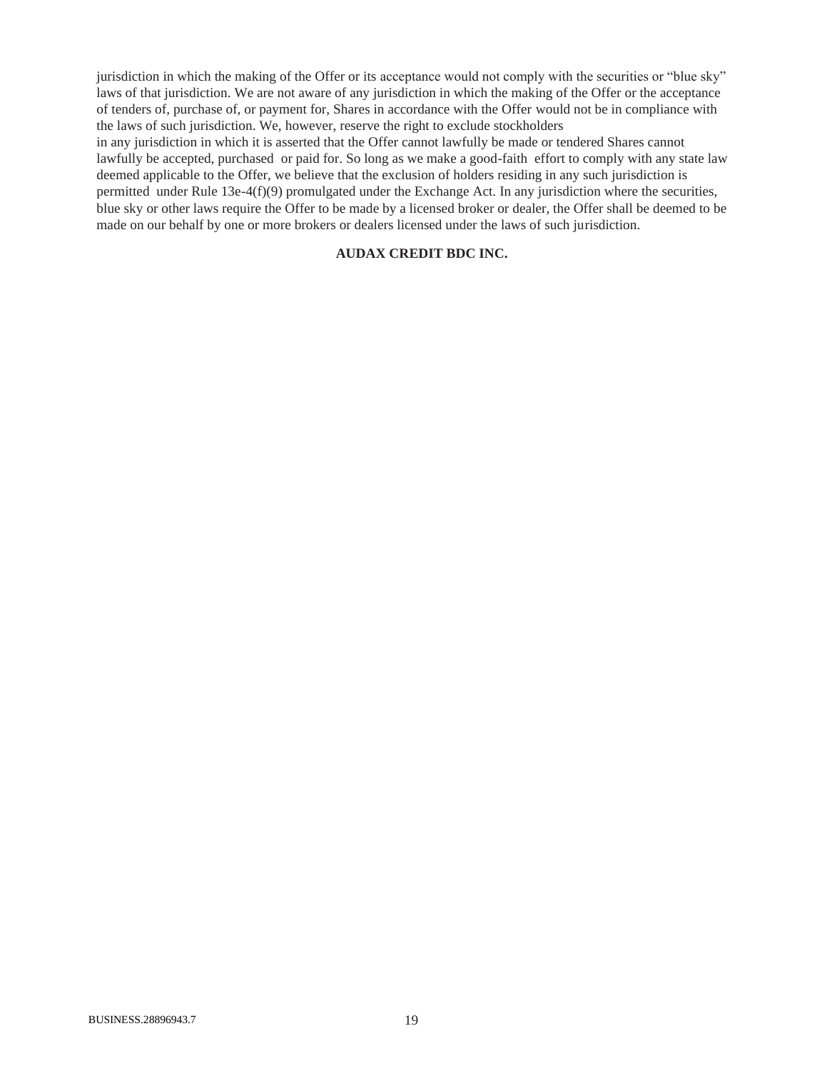jurisdiction in which the making of the Offer or its acceptance would not comply with the securities or "blue sky" laws of that jurisdiction. We are not aware of any jurisdiction in which the making of the Offer or the acceptance of tenders of, purchase of, or payment for, Shares in accordance with the Offer would not be in compliance with the laws of such jurisdiction. We, however, reserve the right to exclude stockholders in any jurisdiction in which it is asserted that the Offer cannot lawfully be made or tendered Shares cannot lawfully be accepted, purchased or paid for. So long as we make a good-faith effort to comply with any state law deemed applicable to the Offer, we believe that the exclusion of holders residing in any such jurisdiction is permitted under Rule 13e-4(f)(9) promulgated under the Exchange Act. In any jurisdiction where the securities, blue sky or other laws require the Offer to be made by a licensed broker or dealer, the Offer shall be deemed to be made on our behalf by one or more brokers or dealers licensed under the laws of such jurisdiction.

**AUDAX CREDIT BDC INC.**

BUSINESS.28896943.7